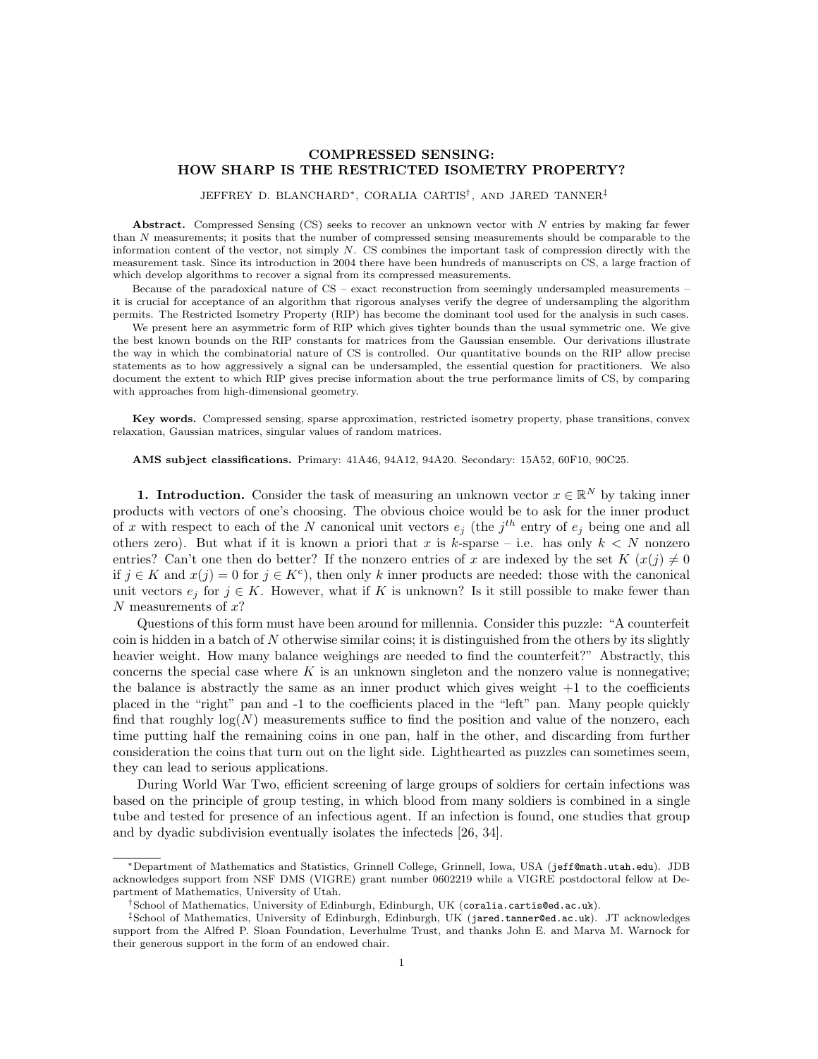# COMPRESSED SENSING: HOW SHARP IS THE RESTRICTED ISOMETRY PROPERTY?

JEFFREY D. BLANCHARD*, CORALIA CARTIS†, AND JARED TANNER‡

**Abstract.** Compressed Sensing (CS) seeks to recover an unknown vector with $N$ entries by making far fewer than $N$ measurements; it posits that the number of compressed sensing measurements should be comparable to the information content of the vector, not simply $N$. CS combines the important task of compression directly with the measurement task. Since its introduction in 2004 there have been hundreds of manuscripts on CS, a large fraction of which develop algorithms to recover a signal from its compressed measurements.

Because of the paradoxical nature of CS – exact reconstruction from seemingly undersampled measurements – it is crucial for acceptance of an algorithm that rigorous analyses verify the degree of undersampling the algorithm permits. The Restricted Isometry Property (RIP) has become the dominant tool used for the analysis in such cases.

We present here an asymmetric form of RIP which gives tighter bounds than the usual symmetric one. We give the best known bounds on the RIP constants for matrices from the Gaussian ensemble. Our derivations illustrate the way in which the combinatorial nature of CS is controlled. Our quantitative bounds on the RIP allow precise statements as to how aggressively a signal can be undersampled, the essential question for practitioners. We also document the extent to which RIP gives precise information about the true performance limits of CS, by comparing with approaches from high-dimensional geometry.

**Key words.** Compressed sensing, sparse approximation, restricted isometry property, phase transitions, convex relaxation, Gaussian matrices, singular values of random matrices.

**AMS subject classifications.** Primary: 41A46, 94A12, 94A20. Secondary: 15A52, 60F10, 90C25.

## 1. Introduction.

Consider the task of measuring an unknown vector $x \in \mathbb{R}^N$ by taking inner products with vectors of one's choosing. The obvious choice would be to ask for the inner product of $x$ with respect to each of the $N$ canonical unit vectors $e_j$ (the $j^{th}$ entry of $e_j$ being one and all others zero). But what if it is known a priori that $x$ is $k$-sparse – i.e. has only $k < N$ nonzero entries? Can't one then do better? If the nonzero entries of $x$ are indexed by the set $K$ ($x(j) \neq 0$ if $j \in K$ and $x(j) = 0$ for $j \in K^c$), then only $k$ inner products are needed: those with the canonical unit vectors $e_j$ for $j \in K$. However, what if $K$ is unknown? Is it still possible to make fewer than $N$ measurements of $x$?

Questions of this form must have been around for millennia. Consider this puzzle: "A counterfeit coin is hidden in a batch of $N$ otherwise similar coins; it is distinguished from the others by its slightly heavier weight. How many balance weighings are needed to find the counterfeit?" Abstractly, this concerns the special case where $K$ is an unknown singleton and the nonzero value is nonnegative; the balance is abstractly the same as an inner product which gives weight +1 to the coefficients placed in the "right" pan and -1 to the coefficients placed in the "left" pan. Many people quickly find that roughly $\log(N)$ measurements suffice to find the position and value of the nonzero, each time putting half the remaining coins in one pan, half in the other, and discarding from further consideration the coins that turn out on the light side. Lighthearted as puzzles can sometimes seem, they can lead to serious applications.

During World War Two, efficient screening of large groups of soldiers for certain infections was based on the principle of group testing, in which blood from many soldiers is combined in a single tube and tested for presence of an infectious agent. If an infection is found, one studies that group and by dyadic subdivision eventually isolates the infecteds [26, 34].

---

*Department of Mathematics and Statistics, Grinnell College, Grinnell, Iowa, USA (jeff@math.utah.edu). JDB acknowledges support from NSF DMS (VIGRE) grant number 0602219 while a VIGRE postdoctoral fellow at Department of Mathematics, University of Utah.

†School of Mathematics, University of Edinburgh, Edinburgh, UK (coralia.cartis@ed.ac.uk).

‡School of Mathematics, University of Edinburgh, Edinburgh, UK (jared.tanner@ed.ac.uk). JT acknowledges support from the Alfred P. Sloan Foundation, Leverhulme Trust, and thanks John E. and Marva M. Warnock for their generous support in the form of an endowed chair.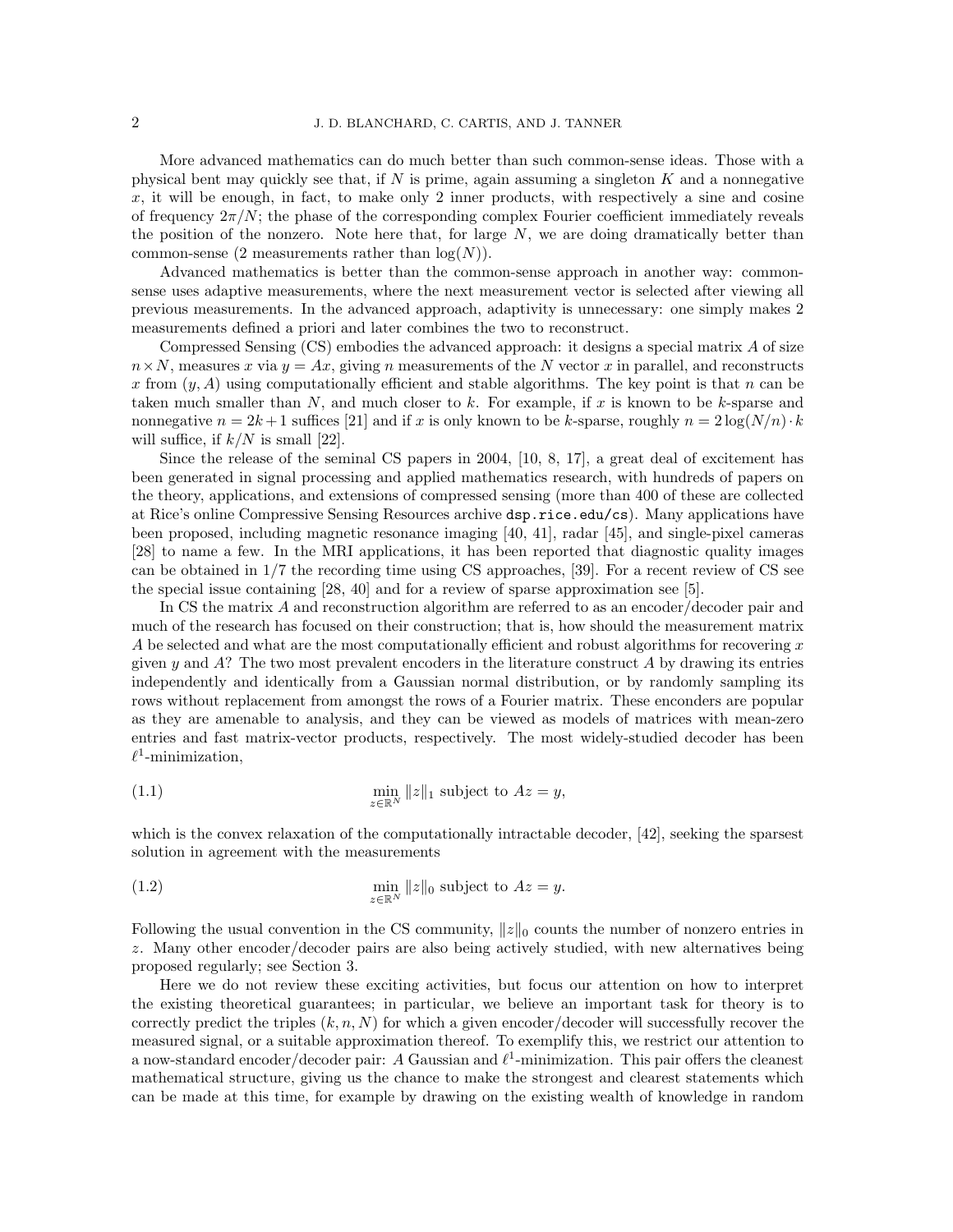More advanced mathematics can do much better than such common-sense ideas. Those with a physical bent may quickly see that, if $N$ is prime, again assuming a singleton $K$ and a nonnegative $x$, it will be enough, in fact, to make only 2 inner products, with respectively a sine and cosine of frequency $2\pi/N$; the phase of the corresponding complex Fourier coefficient immediately reveals the position of the nonzero. Note here that, for large $N$, we are doing dramatically better than common-sense (2 measurements rather than $\log(N)$).

Advanced mathematics is better than the common-sense approach in another way: common-sense uses adaptive measurements, where the next measurement vector is selected after viewing all previous measurements. In the advanced approach, adaptivity is unnecessary: one simply makes 2 measurements defined a priori and later combines the two to reconstruct.

Compressed Sensing (CS) embodies the advanced approach: it designs a special matrix $A$ of size $n \times N$, measures $x$ via $y = Ax$, giving $n$ measurements of the $N$ vector $x$ in parallel, and reconstructs $x$ from $(y, A)$ using computationally efficient and stable algorithms. The key point is that $n$ can be taken much smaller than $N$, and much closer to $k$. For example, if $x$ is known to be $k$-sparse and nonnegative $n = 2k+1$ suffices [21] and if $x$ is only known to be $k$-sparse, roughly $n = 2\log(N/n) \cdot k$ will suffice, if $k/N$ is small [22].

Since the release of the seminal CS papers in 2004, [10, 8, 17], a great deal of excitement has been generated in signal processing and applied mathematics research, with hundreds of papers on the theory, applications, and extensions of compressed sensing (more than 400 of these are collected at Rice's online Compressive Sensing Resources archive `dsp.rice.edu/cs`). Many applications have been proposed, including magnetic resonance imaging [40, 41], radar [45], and single-pixel cameras [28] to name a few. In the MRI applications, it has been reported that diagnostic quality images can be obtained in 1/7 the recording time using CS approaches, [39]. For a recent review of CS see the special issue containing [28, 40] and for a review of sparse approximation see [5].

In CS the matrix $A$ and reconstruction algorithm are referred to as an encoder/decoder pair and much of the research has focused on their construction; that is, how should the measurement matrix $A$ be selected and what are the most computationally efficient and robust algorithms for recovering $x$ given $y$ and $A$? The two most prevalent encoders in the literature construct $A$ by drawing its entries independently and identically from a Gaussian normal distribution, or by randomly sampling its rows without replacement from amongst the rows of a Fourier matrix. These enconders are popular as they are amenable to analysis, and they can be viewed as models of matrices with mean-zero entries and fast matrix-vector products, respectively. The most widely-studied decoder has been $\ell^1$-minimization,

$$\min_{z \in \mathbb{R}^N} \|z\|_1 \text{ subject to } Az = y, \tag{1.1}$$

which is the convex relaxation of the computationally intractable decoder, [42], seeking the sparsest solution in agreement with the measurements

$$\min_{z \in \mathbb{R}^N} \|z\|_0 \text{ subject to } Az = y. \tag{1.2}$$

Following the usual convention in the CS community, $\|z\|_0$ counts the number of nonzero entries in $z$. Many other encoder/decoder pairs are also being actively studied, with new alternatives being proposed regularly; see Section 3.

Here we do not review these exciting activities, but focus our attention on how to interpret the existing theoretical guarantees; in particular, we believe an important task for theory is to correctly predict the triples $(k, n, N)$ for which a given encoder/decoder will successfully recover the measured signal, or a suitable approximation thereof. To exemplify this, we restrict our attention to a now-standard encoder/decoder pair: $A$ Gaussian and $\ell^1$-minimization. This pair offers the cleanest mathematical structure, giving us the chance to make the strongest and clearest statements which can be made at this time, for example by drawing on the existing wealth of knowledge in random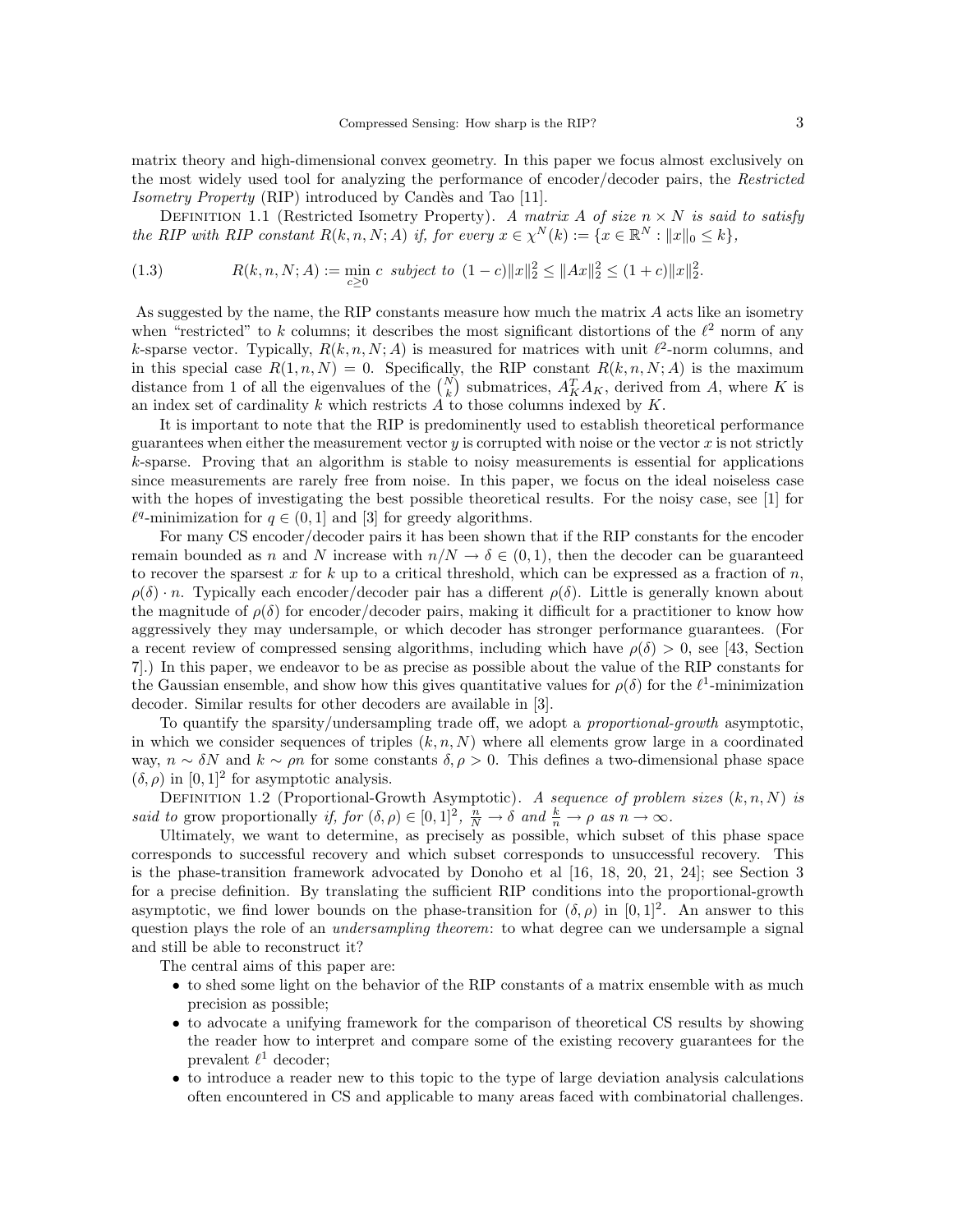matrix theory and high-dimensional convex geometry. In this paper we focus almost exclusively on the most widely used tool for analyzing the performance of encoder/decoder pairs, the *Restricted Isometry Property* (RIP) introduced by Candès and Tao [11].

Definition 1.1 (Restricted Isometry Property). *A matrix $A$ of size $n \times N$ is said to satisfy the RIP with RIP constant $R(k, n, N; A)$ if, for every $x \in \chi^N(k) := \{x \in \mathbb{R}^N : \|x\|_0 \le k\}$,*

$$R(k, n, N; A) := \min_{c \ge 0} c \text{ subject to } (1-c)\|x\|_2^2 \le \|Ax\|_2^2 \le (1+c)\|x\|_2^2. \tag{1.3}$$

As suggested by the name, the RIP constants measure how much the matrix $A$ acts like an isometry when "restricted" to $k$ columns; it describes the most significant distortions of the $\ell^2$ norm of any $k$-sparse vector. Typically, $R(k, n, N; A)$ is measured for matrices with unit $\ell^2$-norm columns, and in this special case $R(1, n, N) = 0$. Specifically, the RIP constant $R(k, n, N; A)$ is the maximum distance from 1 of all the eigenvalues of the $\binom{N}{k}$ submatrices, $A_K^T A_K$, derived from $A$, where $K$ is an index set of cardinality $k$ which restricts $A$ to those columns indexed by $K$.

It is important to note that the RIP is predominently used to establish theoretical performance guarantees when either the measurement vector $y$ is corrupted with noise or the vector $x$ is not strictly $k$-sparse. Proving that an algorithm is stable to noisy measurements is essential for applications since measurements are rarely free from noise. In this paper, we focus on the ideal noiseless case with the hopes of investigating the best possible theoretical results. For the noisy case, see [1] for $\ell^q$-minimization for $q \in (0, 1]$ and [3] for greedy algorithms.

For many CS encoder/decoder pairs it has been shown that if the RIP constants for the encoder remain bounded as $n$ and $N$ increase with $n/N \to \delta \in (0, 1)$, then the decoder can be guaranteed to recover the sparsest $x$ for $k$ up to a critical threshold, which can be expressed as a fraction of $n$, $\rho(\delta) \cdot n$. Typically each encoder/decoder pair has a different $\rho(\delta)$. Little is generally known about the magnitude of $\rho(\delta)$ for encoder/decoder pairs, making it difficult for a practitioner to know how aggressively they may undersample, or which decoder has stronger performance guarantees. (For a recent review of compressed sensing algorithms, including which have $\rho(\delta) > 0$, see [43, Section 7].) In this paper, we endeavor to be as precise as possible about the value of the RIP constants for the Gaussian ensemble, and show how this gives quantitative values for $\rho(\delta)$ for the $\ell^1$-minimization decoder. Similar results for other decoders are available in [3].

To quantify the sparsity/undersampling trade off, we adopt a *proportional-growth* asymptotic, in which we consider sequences of triples $(k, n, N)$ where all elements grow large in a coordinated way, $n \sim \delta N$ and $k \sim \rho n$ for some constants $\delta, \rho > 0$. This defines a two-dimensional phase space $(\delta, \rho)$ in $[0, 1]^2$ for asymptotic analysis.

Definition 1.2 (Proportional-Growth Asymptotic). *A sequence of problem sizes $(k, n, N)$ is said to* grow proportionally *if, for $(\delta, \rho) \in [0, 1]^2$, $\frac{n}{N} \to \delta$ and $\frac{k}{n} \to \rho$ as $n \to \infty$.*

Ultimately, we want to determine, as precisely as possible, which subset of this phase space corresponds to successful recovery and which subset corresponds to unsuccessful recovery. This is the phase-transition framework advocated by Donoho et al [16, 18, 20, 21, 24]; see Section 3 for a precise definition. By translating the sufficient RIP conditions into the proportional-growth asymptotic, we find lower bounds on the phase-transition for $(\delta, \rho)$ in $[0, 1]^2$. An answer to this question plays the role of an *undersampling theorem*: to what degree can we undersample a signal and still be able to reconstruct it?

The central aims of this paper are:

- to shed some light on the behavior of the RIP constants of a matrix ensemble with as much precision as possible;
- to advocate a unifying framework for the comparison of theoretical CS results by showing the reader how to interpret and compare some of the existing recovery guarantees for the prevalent $\ell^1$ decoder;
- to introduce a reader new to this topic to the type of large deviation analysis calculations often encountered in CS and applicable to many areas faced with combinatorial challenges.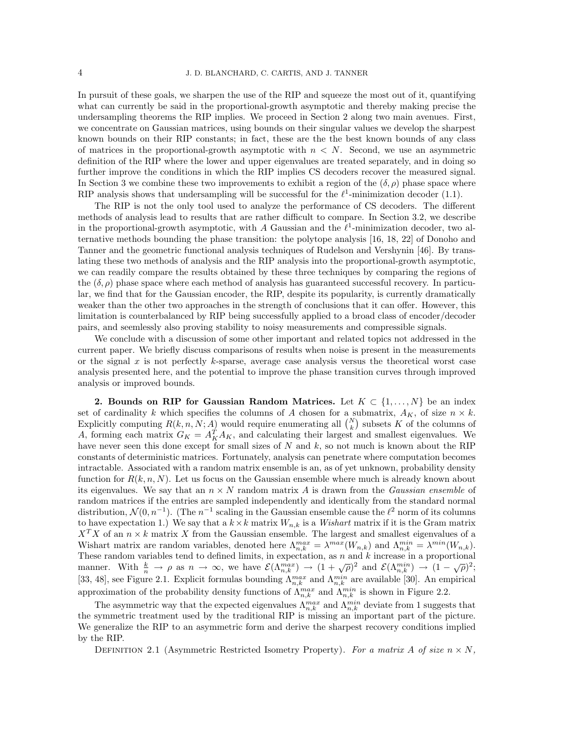In pursuit of these goals, we sharpen the use of the RIP and squeeze the most out of it, quantifying what can currently be said in the proportional-growth asymptotic and thereby making precise the undersampling theorems the RIP implies. We proceed in Section 2 along two main avenues. First, we concentrate on Gaussian matrices, using bounds on their singular values we develop the sharpest known bounds on their RIP constants; in fact, these are the the best known bounds of any class of matrices in the proportional-growth asymptotic with $n < N$. Second, we use an asymmetric definition of the RIP where the lower and upper eigenvalues are treated separately, and in doing so further improve the conditions in which the RIP implies CS decoders recover the measured signal. In Section 3 we combine these two improvements to exhibit a region of the $(\delta, \rho)$ phase space where RIP analysis shows that undersampling will be successful for the $\ell^1$-minimization decoder (1.1).

The RIP is not the only tool used to analyze the performance of CS decoders. The different methods of analysis lead to results that are rather difficult to compare. In Section 3.2, we describe in the proportional-growth asymptotic, with $A$ Gaussian and the $\ell^1$-minimization decoder, two alternative methods bounding the phase transition: the polytope analysis [16, 18, 22] of Donoho and Tanner and the geometric functional analysis techniques of Rudelson and Vershynin [46]. By translating these two methods of analysis and the RIP analysis into the proportional-growth asymptotic, we can readily compare the results obtained by these three techniques by comparing the regions of the $(\delta, \rho)$ phase space where each method of analysis has guaranteed successful recovery. In particular, we find that for the Gaussian encoder, the RIP, despite its popularity, is currently dramatically weaker than the other two approaches in the strength of conclusions that it can offer. However, this limitation is counterbalanced by RIP being successfully applied to a broad class of encoder/decoder pairs, and seemlessly also proving stability to noisy measurements and compressible signals.

We conclude with a discussion of some other important and related topics not addressed in the current paper. We briefly discuss comparisons of results when noise is present in the measurements or the signal $x$ is not perfectly $k$-sparse, average case analysis versus the theoretical worst case analysis presented here, and the potential to improve the phase transition curves through improved analysis or improved bounds.

**2. Bounds on RIP for Gaussian Random Matrices.** Let $K \subset \{1, \dots, N\}$ be an index set of cardinality $k$ which specifies the columns of $A$ chosen for a submatrix, $A_K$, of size $n \times k$. Explicitly computing $R(k, n, N; A)$ would require enumerating all $\binom{N}{k}$ subsets $K$ of the columns of $A$, forming each matrix $G_K = A_K^T A_K$, and calculating their largest and smallest eigenvalues. We have never seen this done except for small sizes of $N$ and $k$, so not much is known about the RIP constants of deterministic matrices. Fortunately, analysis can penetrate where computation becomes intractable. Associated with a random matrix ensemble is an, as of yet unknown, probability density function for $R(k, n, N)$. Let us focus on the Gaussian ensemble where much is already known about its eigenvalues. We say that an $n \times N$ random matrix $A$ is drawn from the *Gaussian ensemble* of random matrices if the entries are sampled independently and identically from the standard normal distribution, $\mathcal{N}(0, n^{-1})$. (The $n^{-1}$ scaling in the Gaussian ensemble cause the $\ell^2$ norm of its columns to have expectation 1.) We say that a $k \times k$ matrix $W_{n,k}$ is a *Wishart* matrix if it is the Gram matrix $X^T X$ of an $n \times k$ matrix $X$ from the Gaussian ensemble. The largest and smallest eigenvalues of a Wishart matrix are random variables, denoted here $\Lambda_{n,k}^{max} = \lambda^{max}(W_{n,k})$ and $\Lambda_{n,k}^{min} = \lambda^{min}(W_{n,k})$. These random variables tend to defined limits, in expectation, as $n$ and $k$ increase in a proportional manner. With $\frac{k}{n} \to \rho$ as $n \to \infty$, we have $\mathcal{E}(\Lambda_{n,k}^{max}) \to (1 + \sqrt{\rho})^2$ and $\mathcal{E}(\Lambda_{n,k}^{min}) \to (1 - \sqrt{\rho})^2$; [33, 48], see Figure 2.1. Explicit formulas bounding $\Lambda_{n,k}^{max}$ and $\Lambda_{n,k}^{min}$ are available [30]. An empirical approximation of the probability density functions of $\Lambda_{n,k}^{max}$ and $\Lambda_{n,k}^{min}$ is shown in Figure 2.2.

The asymmetric way that the expected eigenvalues $\Lambda_{n,k}^{max}$ and $\Lambda_{n,k}^{min}$ deviate from 1 suggests that the symmetric treatment used by the traditional RIP is missing an important part of the picture. We generalize the RIP to an asymmetric form and derive the sharpest recovery conditions implied by the RIP.

Definition 2.1 (Asymmetric Restricted Isometry Property). *For a matrix $A$ of size $n \times N$,*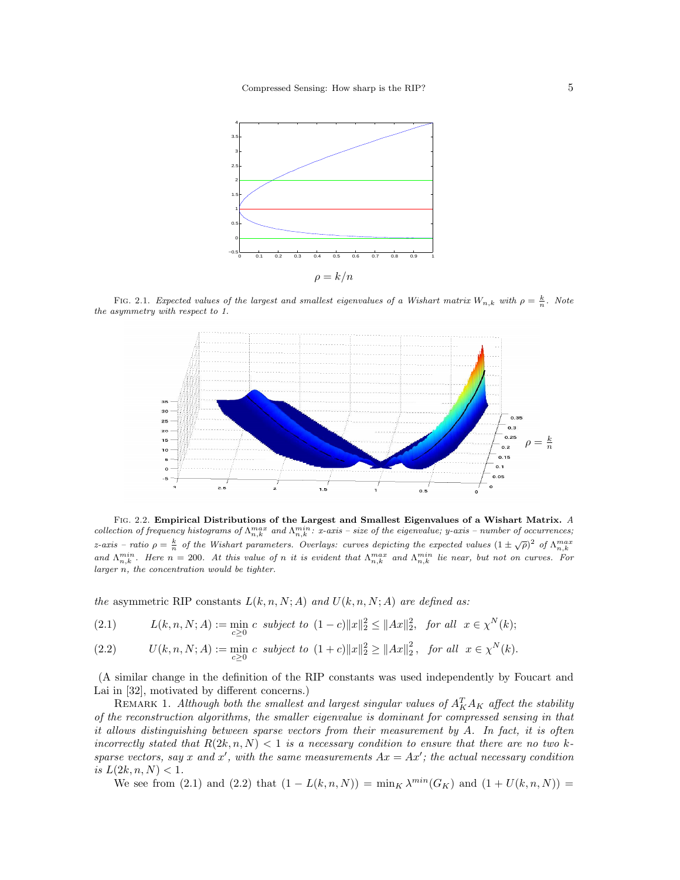FIG. 2.1. *Expected values of the largest and smallest eigenvalues of a Wishart matrix $W_{n,k}$ with $\rho = \frac{k}{n}$. Note the asymmetry with respect to 1.*

FIG. 2.2. **Empirical Distributions of the Largest and Smallest Eigenvalues of a Wishart Matrix.** *A collection of frequency histograms of $\Lambda_{n,k}^{max}$ and $\Lambda_{n,k}^{min}$: x-axis – size of the eigenvalue; y-axis – number of occurrences; z-axis – ratio $\rho = \frac{k}{n}$ of the Wishart parameters. Overlays: curves depicting the expected values $(1 \pm \sqrt{\rho})^2$ of $\Lambda_{n,k}^{max}$ and $\Lambda_{n,k}^{min}$. Here $n = 200$. At this value of $n$ it is evident that $\Lambda_{n,k}^{max}$ and $\Lambda_{n,k}^{min}$ lie near, but not on curves. For larger $n$, the concentration would be tighter.*

*the* asymmetric RIP constants $L(k, n, N; A)$ *and* $U(k, n, N; A)$ *are defined as:*

$$L(k, n, N; A) := \min_{c \geq 0} c \text{ subject to } (1 - c)\|x\|_2^2 \leq \|Ax\|_2^2, \text{ for all } x \in \chi^N(k); \tag{2.1}$$

$$U(k, n, N; A) := \min_{c \geq 0} c \text{ subject to } (1 + c)\|x\|_2^2 \geq \|Ax\|_2^2, \text{ for all } x \in \chi^N(k). \tag{2.2}$$

(A similar change in the definition of the RIP constants was used independently by Foucart and Lai in [32], motivated by different concerns.)

REMARK 1. *Although both the smallest and largest singular values of $A_K^T A_K$ affect the stability of the reconstruction algorithms, the smaller eigenvalue is dominant for compressed sensing in that it allows distinguishing between sparse vectors from their measurement by $A$. In fact, it is often incorrectly stated that $R(2k, n, N) < 1$ is a necessary condition to ensure that there are no two $k$-sparse vectors, say $x$ and $x'$, with the same measurements $Ax = Ax'$; the actual necessary condition is $L(2k, n, N) < 1$.*

We see from (2.1) and (2.2) that $(1 - L(k, n, N)) = \min_K \lambda^{min}(G_K)$ and $(1 + U(k, n, N)) =$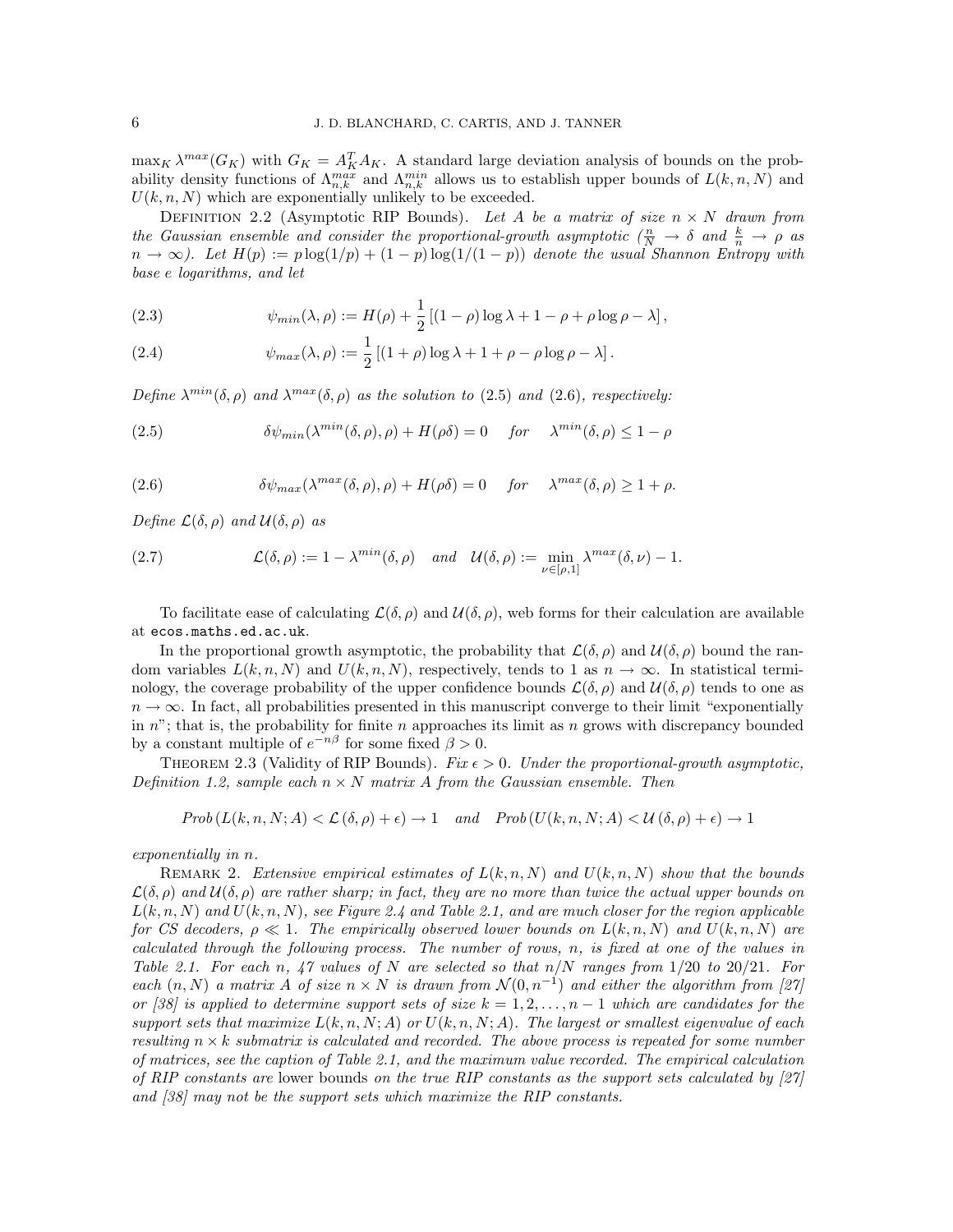$\max_K \lambda^{max}(G_K)$ with $G_K = A_K^T A_K$. A standard large deviation analysis of bounds on the probability density functions of $\Lambda_{n,k}^{max}$ and $\Lambda_{n,k}^{min}$ allows us to establish upper bounds of $L(k,n,N)$ and $U(k,n,N)$ which are exponentially unlikely to be exceeded.

Definition 2.2 (Asymptotic RIP Bounds). *Let $A$ be a matrix of size $n \times N$ drawn from the Gaussian ensemble and consider the proportional-growth asymptotic ($\frac{n}{N} \to \delta$ and $\frac{k}{n} \to \rho$ as $n \to \infty$). Let $H(p) := p\log(1/p) + (1-p)\log(1/(1-p))$ denote the usual Shannon Entropy with base $e$ logarithms, and let*

$$\psi_{min}(\lambda, \rho) := H(\rho) + \frac{1}{2}\left[(1-\rho)\log\lambda + 1 - \rho + \rho\log\rho - \lambda\right], \tag{2.3}$$

$$\psi_{max}(\lambda, \rho) := \frac{1}{2}\left[(1+\rho)\log\lambda + 1 + \rho - \rho\log\rho - \lambda\right]. \tag{2.4}$$

*Define $\lambda^{min}(\delta,\rho)$ and $\lambda^{max}(\delta,\rho)$ as the solution to (2.5) and (2.6), respectively:*

$$\delta\psi_{min}(\lambda^{min}(\delta,\rho),\rho) + H(\rho\delta) = 0 \quad \text{for} \quad \lambda^{min}(\delta,\rho) \le 1-\rho \tag{2.5}$$

$$\delta\psi_{max}(\lambda^{max}(\delta,\rho),\rho) + H(\rho\delta) = 0 \quad \text{for} \quad \lambda^{max}(\delta,\rho) \ge 1+\rho. \tag{2.6}$$

*Define $\mathcal{L}(\delta,\rho)$ and $\mathcal{U}(\delta,\rho)$ as*

$$\mathcal{L}(\delta,\rho) := 1 - \lambda^{min}(\delta,\rho) \quad \text{and} \quad \mathcal{U}(\delta,\rho) := \min_{\nu\in[\rho,1]} \lambda^{max}(\delta,\nu) - 1. \tag{2.7}$$

To facilitate ease of calculating $\mathcal{L}(\delta,\rho)$ and $\mathcal{U}(\delta,\rho)$, web forms for their calculation are available at `ecos.maths.ed.ac.uk`.

In the proportional growth asymptotic, the probability that $\mathcal{L}(\delta,\rho)$ and $\mathcal{U}(\delta,\rho)$ bound the random variables $L(k,n,N)$ and $U(k,n,N)$, respectively, tends to 1 as $n \to \infty$. In statistical terminology, the coverage probability of the upper confidence bounds $\mathcal{L}(\delta,\rho)$ and $\mathcal{U}(\delta,\rho)$ tends to one as $n \to \infty$. In fact, all probabilities presented in this manuscript converge to their limit "exponentially in $n$"; that is, the probability for finite $n$ approaches its limit as $n$ grows with discrepancy bounded by a constant multiple of $e^{-n\beta}$ for some fixed $\beta > 0$.

Theorem 2.3 (Validity of RIP Bounds). *Fix $\epsilon > 0$. Under the proportional-growth asymptotic, Definition 1.2, sample each $n \times N$ matrix $A$ from the Gaussian ensemble. Then*

$$Prob\left(L(k,n,N;A) < \mathcal{L}(\delta,\rho) + \epsilon\right) \to 1 \quad \text{and} \quad Prob\left(U(k,n,N;A) < \mathcal{U}(\delta,\rho) + \epsilon\right) \to 1$$

*exponentially in $n$.*

Remark 2. *Extensive empirical estimates of $L(k,n,N)$ and $U(k,n,N)$ show that the bounds $\mathcal{L}(\delta,\rho)$ and $\mathcal{U}(\delta,\rho)$ are rather sharp; in fact, they are no more than twice the actual upper bounds on $L(k,n,N)$ and $U(k,n,N)$, see Figure 2.4 and Table 2.1, and are much closer for the region applicable for CS decoders, $\rho \ll 1$. The empirically observed lower bounds on $L(k,n,N)$ and $U(k,n,N)$ are calculated through the following process. The number of rows, $n$, is fixed at one of the values in Table 2.1. For each $n$, 47 values of $N$ are selected so that $n/N$ ranges from $1/20$ to $20/21$. For each $(n,N)$ a matrix $A$ of size $n \times N$ is drawn from $\mathcal{N}(0,n^{-1})$ and either the algorithm from [27] or [38] is applied to determine support sets of size $k = 1,2,\ldots,n-1$ which are candidates for the support sets that maximize $L(k,n,N;A)$ or $U(k,n,N;A)$. The largest or smallest eigenvalue of each resulting $n \times k$ submatrix is calculated and recorded. The above process is repeated for some number of matrices, see the caption of Table 2.1, and the maximum value recorded. The empirical calculation of RIP constants are* lower bounds *on the true RIP constants as the support sets calculated by [27] and [38] may not be the support sets which maximize the RIP constants.*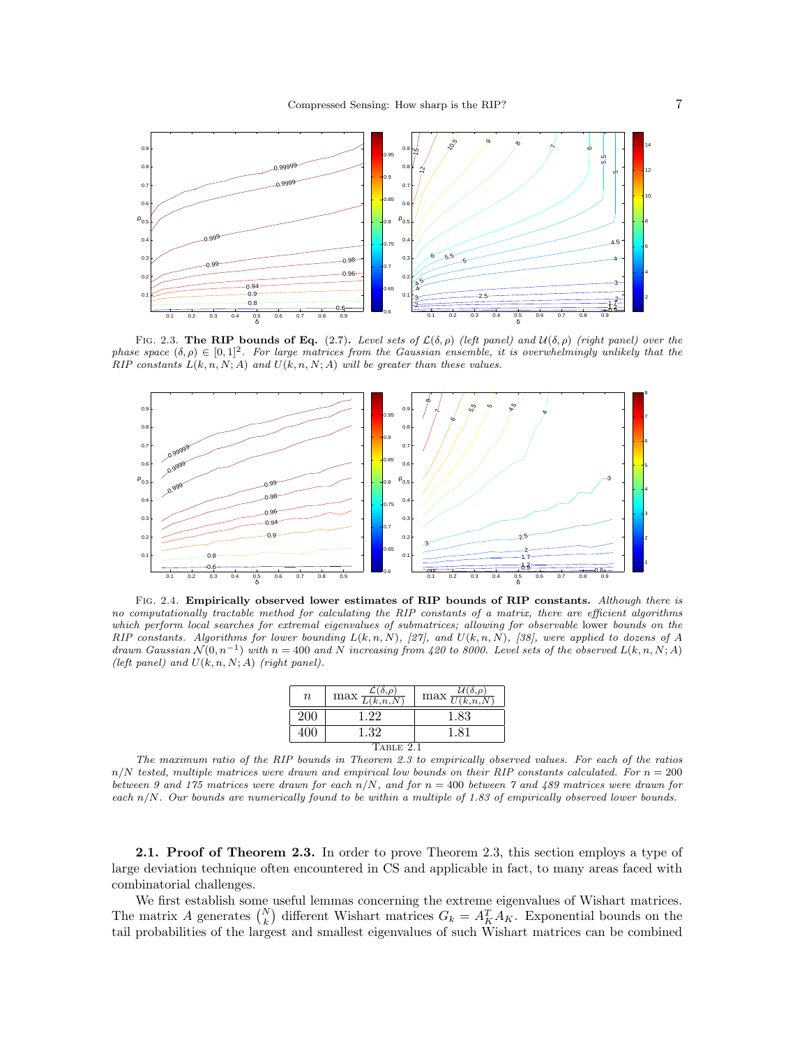Fig. 2.3. **The RIP bounds of Eq.** (2.7)**.** *Level sets of $\mathcal{L}(\delta,\rho)$ (left panel) and $\mathcal{U}(\delta,\rho)$ (right panel) over the phase space $(\delta,\rho) \in [0,1]^2$. For large matrices from the Gaussian ensemble, it is overwhelmingly unlikely that the RIP constants $L(k,n,N;A)$ and $U(k,n,N;A)$ will be greater than these values.*

Fig. 2.4. **Empirically observed lower estimates of RIP bounds of RIP constants.** *Although there is no computationally tractable method for calculating the RIP constants of a matrix, there are efficient algorithms which perform local searches for extremal eigenvalues of submatrices; allowing for observable* lower bounds *on the RIP constants. Algorithms for lower bounding $L(k,n,N)$, [27], and $U(k,n,N)$, [38], were applied to dozens of $A$ drawn Gaussian $\mathcal{N}(0,n^{-1})$ with $n = 400$ and $N$ increasing from 420 to 8000. Level sets of the observed $L(k,n,N;A)$ (left panel) and $U(k,n,N;A)$ (right panel).*

| $n$ | $\max \frac{\mathcal{L}(\delta,\rho)}{L(k,n,N)}$ | $\max \frac{\mathcal{U}(\delta,\rho)}{U(k,n,N)}$ |
|---|---|---|
| 200 | 1.22 | 1.83 |
| 400 | 1.32 | 1.81 |

Table 2.1

*The maximum ratio of the RIP bounds in Theorem 2.3 to empirically observed values. For each of the ratios $n/N$ tested, multiple matrices were drawn and empirical low bounds on their RIP constants calculated. For $n = 200$ between 9 and 175 matrices were drawn for each $n/N$, and for $n = 400$ between 7 and 489 matrices were drawn for each $n/N$. Our bounds are numerically found to be within a multiple of 1.83 of empirically observed lower bounds.*

### 2.1. Proof of Theorem 2.3.

In order to prove Theorem 2.3, this section employs a type of large deviation technique often encountered in CS and applicable in fact, to many areas faced with combinatorial challenges.

We first establish some useful lemmas concerning the extreme eigenvalues of Wishart matrices. The matrix $A$ generates $\binom{N}{k}$ different Wishart matrices $G_k = A_K^T A_K$. Exponential bounds on the tail probabilities of the largest and smallest eigenvalues of such Wishart matrices can be combined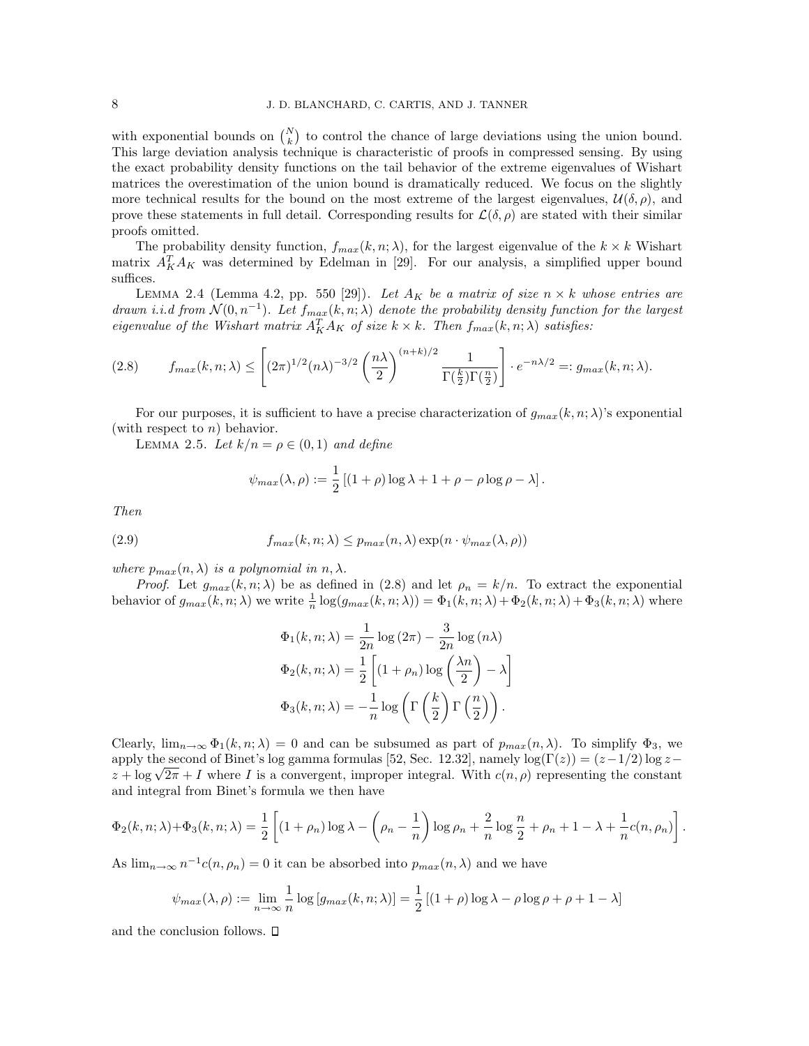with exponential bounds on $\binom{N}{k}$ to control the chance of large deviations using the union bound. This large deviation analysis technique is characteristic of proofs in compressed sensing. By using the exact probability density functions on the tail behavior of the extreme eigenvalues of Wishart matrices the overestimation of the union bound is dramatically reduced. We focus on the slightly more technical results for the bound on the most extreme of the largest eigenvalues, $\mathcal{U}(\delta,\rho)$, and prove these statements in full detail. Corresponding results for $\mathcal{L}(\delta,\rho)$ are stated with their similar proofs omitted.

The probability density function, $f_{max}(k,n;\lambda)$, for the largest eigenvalue of the $k\times k$ Wishart matrix $A_K^TA_K$ was determined by Edelman in [29]. For our analysis, a simplified upper bound suffices.

Lemma 2.4 (Lemma 4.2, pp. 550 [29]). *Let $A_K$ be a matrix of size $n\times k$ whose entries are drawn i.i.d from $\mathcal{N}(0,n^{-1})$. Let $f_{max}(k,n;\lambda)$ denote the probability density function for the largest eigenvalue of the Wishart matrix $A_K^TA_K$ of size $k\times k$. Then $f_{max}(k,n;\lambda)$ satisfies:*

$$f_{max}(k,n;\lambda)\le\left[(2\pi)^{1/2}(n\lambda)^{-3/2}\left(\frac{n\lambda}{2}\right)^{(n+k)/2}\frac{1}{\Gamma(\frac{k}{2})\Gamma(\frac{n}{2})}\right]\cdot e^{-n\lambda/2}=:g_{max}(k,n;\lambda). \tag{2.8}$$

For our purposes, it is sufficient to have a precise characterization of $g_{max}(k,n;\lambda)$'s exponential (with respect to $n$) behavior.

Lemma 2.5. *Let $k/n=\rho\in(0,1)$ and define*

$$\psi_{max}(\lambda,\rho):=\frac{1}{2}\left[(1+\rho)\log\lambda+1+\rho-\rho\log\rho-\lambda\right].$$

*Then*

$$f_{max}(k,n;\lambda)\le p_{max}(n,\lambda)\exp(n\cdot\psi_{max}(\lambda,\rho)) \tag{2.9}$$

*where $p_{max}(n,\lambda)$ is a polynomial in $n,\lambda$.*

*Proof.* Let $g_{max}(k,n;\lambda)$ be as defined in (2.8) and let $\rho_n=k/n$. To extract the exponential behavior of $g_{max}(k,n;\lambda)$ we write $\frac{1}{n}\log(g_{max}(k,n;\lambda))=\Phi_1(k,n;\lambda)+\Phi_2(k,n;\lambda)+\Phi_3(k,n;\lambda)$ where

$$\Phi_1(k,n;\lambda)=\frac{1}{2n}\log(2\pi)-\frac{3}{2n}\log(n\lambda)$$
$$\Phi_2(k,n;\lambda)=\frac{1}{2}\left[(1+\rho_n)\log\left(\frac{\lambda n}{2}\right)-\lambda\right]$$
$$\Phi_3(k,n;\lambda)=-\frac{1}{n}\log\left(\Gamma\left(\frac{k}{2}\right)\Gamma\left(\frac{n}{2}\right)\right).$$

Clearly, $\lim_{n\to\infty}\Phi_1(k,n;\lambda)=0$ and can be subsumed as part of $p_{max}(n,\lambda)$. To simplify $\Phi_3$, we apply the second of Binet's log gamma formulas [52, Sec. 12.32], namely $\log(\Gamma(z))=(z-1/2)\log z-z+\log\sqrt{2\pi}+I$ where $I$ is a convergent, improper integral. With $c(n,\rho)$ representing the constant and integral from Binet's formula we then have

$$\Phi_2(k,n;\lambda)+\Phi_3(k,n;\lambda)=\frac{1}{2}\left[(1+\rho_n)\log\lambda-\left(\rho_n-\frac{1}{n}\right)\log\rho_n+\frac{2}{n}\log\frac{n}{2}+\rho_n+1-\lambda+\frac{1}{n}c(n,\rho_n)\right].$$

As $\lim_{n\to\infty}n^{-1}c(n,\rho_n)=0$ it can be absorbed into $p_{max}(n,\lambda)$ and we have

$$\psi_{max}(\lambda,\rho):=\lim_{n\to\infty}\frac{1}{n}\log\left[g_{max}(k,n;\lambda)\right]=\frac{1}{2}\left[(1+\rho)\log\lambda-\rho\log\rho+\rho+1-\lambda\right]$$

and the conclusion follows. ∎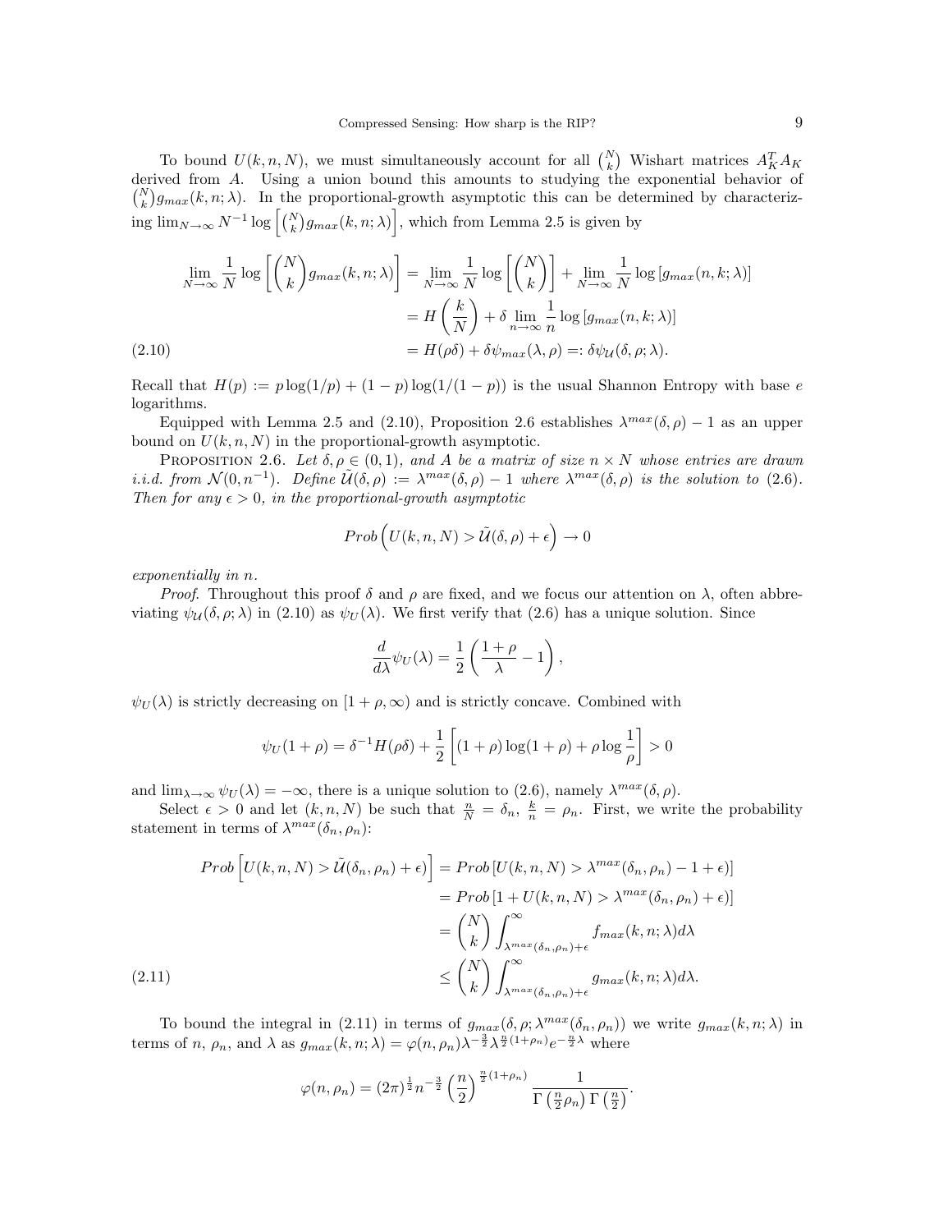To bound $U(k,n,N)$, we must simultaneously account for all $\binom{N}{k}$ Wishart matrices $A_K^T A_K$ derived from $A$. Using a union bound this amounts to studying the exponential behavior of $\binom{N}{k} g_{max}(k,n;\lambda)$. In the proportional-growth asymptotic this can be determined by characterizing $\lim_{N\to\infty} N^{-1} \log\left[\binom{N}{k} g_{max}(k,n;\lambda)\right]$, which from Lemma 2.5 is given by

$$
\begin{aligned}
\lim_{N\to\infty} \frac{1}{N} \log\left[\binom{N}{k} g_{max}(k,n;\lambda)\right] &= \lim_{N\to\infty} \frac{1}{N} \log\left[\binom{N}{k}\right] + \lim_{N\to\infty} \frac{1}{N} \log\left[g_{max}(n,k;\lambda)\right] \\
&= H\left(\frac{k}{N}\right) + \delta \lim_{n\to\infty} \frac{1}{n} \log\left[g_{max}(n,k;\lambda)\right] \\
&= H(\rho\delta) + \delta\psi_{max}(\lambda,\rho) =: \delta\psi_{\mathcal{U}}(\delta,\rho;\lambda). 
\end{aligned}
\tag{2.10}
$$

Recall that $H(p) := p\log(1/p) + (1-p)\log(1/(1-p))$ is the usual Shannon Entropy with base $e$ logarithms.

Equipped with Lemma 2.5 and (2.10), Proposition 2.6 establishes $\lambda^{max}(\delta,\rho) - 1$ as an upper bound on $U(k,n,N)$ in the proportional-growth asymptotic.

Proposition 2.6. *Let $\delta,\rho \in (0,1)$, and $A$ be a matrix of size $n \times N$ whose entries are drawn i.i.d. from $\mathcal{N}(0,n^{-1})$. Define $\tilde{\mathcal{U}}(\delta,\rho) := \lambda^{max}(\delta,\rho) - 1$ where $\lambda^{max}(\delta,\rho)$ is the solution to (2.6). Then for any $\epsilon > 0$, in the proportional-growth asymptotic*

$$
Prob\left(U(k,n,N) > \tilde{\mathcal{U}}(\delta,\rho) + \epsilon\right) \to 0
$$

*exponentially in $n$.*

*Proof.* Throughout this proof $\delta$ and $\rho$ are fixed, and we focus our attention on $\lambda$, often abbreviating $\psi_{\mathcal{U}}(\delta,\rho;\lambda)$ in (2.10) as $\psi_U(\lambda)$. We first verify that (2.6) has a unique solution. Since

$$
\frac{d}{d\lambda}\psi_U(\lambda) = \frac{1}{2}\left(\frac{1+\rho}{\lambda} - 1\right),
$$

$\psi_U(\lambda)$ is strictly decreasing on $[1+\rho,\infty)$ and is strictly concave. Combined with

$$
\psi_U(1+\rho) = \delta^{-1} H(\rho\delta) + \frac{1}{2}\left[(1+\rho)\log(1+\rho) + \rho\log\frac{1}{\rho}\right] > 0
$$

and $\lim_{\lambda\to\infty}\psi_U(\lambda) = -\infty$, there is a unique solution to (2.6), namely $\lambda^{max}(\delta,\rho)$.

Select $\epsilon > 0$ and let $(k,n,N)$ be such that $\frac{n}{N} = \delta_n$, $\frac{k}{n} = \rho_n$. First, we write the probability statement in terms of $\lambda^{max}(\delta_n,\rho_n)$:

$$
\begin{aligned}
Prob\left[U(k,n,N) > \tilde{\mathcal{U}}(\delta_n,\rho_n) + \epsilon)\right] &= Prob\left[U(k,n,N) > \lambda^{max}(\delta_n,\rho_n) - 1 + \epsilon)\right] \\
&= Prob\left[1 + U(k,n,N) > \lambda^{max}(\delta_n,\rho_n) + \epsilon)\right] \\
&= \binom{N}{k} \int_{\lambda^{max}(\delta_n,\rho_n)+\epsilon}^{\infty} f_{max}(k,n;\lambda) d\lambda \\
&\leq \binom{N}{k} \int_{\lambda^{max}(\delta_n,\rho_n)+\epsilon}^{\infty} g_{max}(k,n;\lambda) d\lambda.
\end{aligned}
\tag{2.11}
$$

To bound the integral in (2.11) in terms of $g_{max}(\delta,\rho;\lambda^{max}(\delta_n,\rho_n))$ we write $g_{max}(k,n;\lambda)$ in terms of $n$, $\rho_n$, and $\lambda$ as $g_{max}(k,n;\lambda) = \varphi(n,\rho_n)\lambda^{-\frac{3}{2}}\lambda^{\frac{n}{2}(1+\rho_n)}e^{-\frac{n}{2}\lambda}$ where

$$
\varphi(n,\rho_n) = (2\pi)^{\frac{1}{2}} n^{-\frac{3}{2}} \left(\frac{n}{2}\right)^{\frac{n}{2}(1+\rho_n)} \frac{1}{\Gamma\left(\frac{n}{2}\rho_n\right)\Gamma\left(\frac{n}{2}\right)}.
$$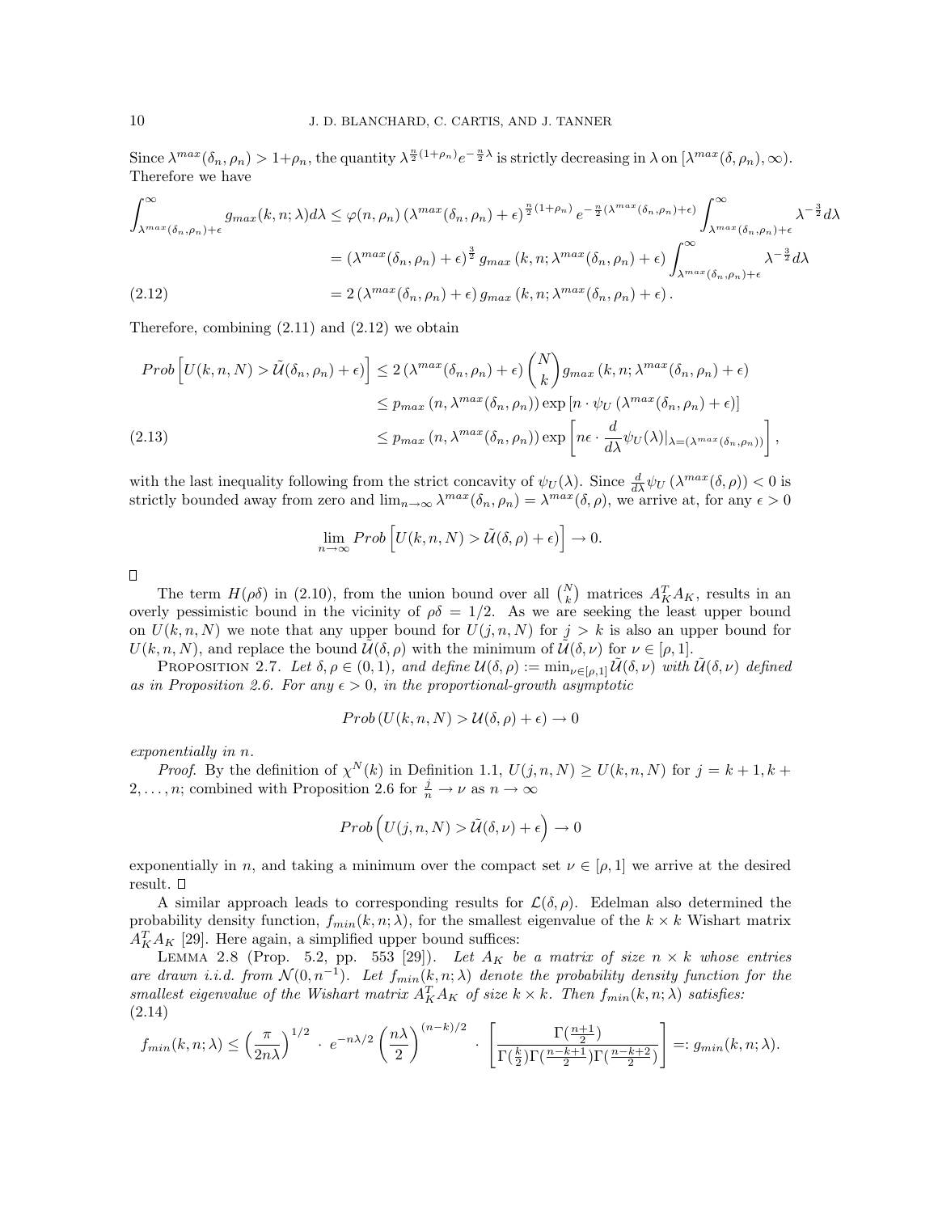Since $\lambda^{max}(\delta_n, \rho_n) > 1+\rho_n$, the quantity $\lambda^{\frac{n}{2}(1+\rho_n)} e^{-\frac{n}{2}\lambda}$ is strictly decreasing in $\lambda$ on $[\lambda^{max}(\delta, \rho_n), \infty)$. Therefore we have

$$
\begin{aligned}
\int_{\lambda^{max}(\delta_n,\rho_n)+\epsilon}^{\infty} g_{max}(k,n;\lambda) d\lambda &\le \varphi(n,\rho_n) \left(\lambda^{max}(\delta_n,\rho_n)+\epsilon\right)^{\frac{n}{2}(1+\rho_n)} e^{-\frac{n}{2}(\lambda^{max}(\delta_n,\rho_n)+\epsilon)} \int_{\lambda^{max}(\delta_n,\rho_n)+\epsilon}^{\infty} \lambda^{-\frac{3}{2}} d\lambda \\
&= \left(\lambda^{max}(\delta_n,\rho_n)+\epsilon\right)^{\frac{3}{2}} g_{max}\left(k,n;\lambda^{max}(\delta_n,\rho_n)+\epsilon\right) \int_{\lambda^{max}(\delta_n,\rho_n)+\epsilon}^{\infty} \lambda^{-\frac{3}{2}} d\lambda \\
&= 2\left(\lambda^{max}(\delta_n,\rho_n)+\epsilon\right) g_{max}\left(k,n;\lambda^{max}(\delta_n,\rho_n)+\epsilon\right). \qquad (2.12)
\end{aligned}
$$

Therefore, combining (2.11) and (2.12) we obtain

$$
\begin{aligned}
Prob\left[U(k,n,N) > \tilde{\mathcal{U}}(\delta_n,\rho_n)+\epsilon\right] &\le 2\left(\lambda^{max}(\delta_n,\rho_n)+\epsilon\right) \binom{N}{k} g_{max}\left(k,n;\lambda^{max}(\delta_n,\rho_n)+\epsilon\right) \\
&\le p_{max}\left(n,\lambda^{max}(\delta_n,\rho_n)\right) \exp\left[n \cdot \psi_U\left(\lambda^{max}(\delta_n,\rho_n)+\epsilon\right)\right] \\
&\le p_{max}\left(n,\lambda^{max}(\delta_n,\rho_n)\right) \exp\left[n\epsilon \cdot \frac{d}{d\lambda}\psi_U(\lambda)|_{\lambda=(\lambda^{max}(\delta_n,\rho_n))}\right], \qquad (2.13)
\end{aligned}
$$

with the last inequality following from the strict concavity of $\psi_U(\lambda)$. Since $\frac{d}{d\lambda}\psi_U\left(\lambda^{max}(\delta,\rho)\right) < 0$ is strictly bounded away from zero and $\lim_{n\to\infty} \lambda^{max}(\delta_n,\rho_n) = \lambda^{max}(\delta,\rho)$, we arrive at, for any $\epsilon > 0$

$$
\lim_{n\to\infty} Prob\left[U(k,n,N) > \tilde{\mathcal{U}}(\delta,\rho)+\epsilon\right] \to 0.
$$

□

The term $H(\rho\delta)$ in (2.10), from the union bound over all $\binom{N}{k}$ matrices $A_K^T A_K$, results in an overly pessimistic bound in the vicinity of $\rho\delta = 1/2$. As we are seeking the least upper bound on $U(k,n,N)$ we note that any upper bound for $U(j,n,N)$ for $j > k$ is also an upper bound for $U(k,n,N)$, and replace the bound $\tilde{\mathcal{U}}(\delta,\rho)$ with the minimum of $\tilde{\mathcal{U}}(\delta,\nu)$ for $\nu \in [\rho, 1]$.

Proposition 2.7. *Let $\delta, \rho \in (0,1)$, and define $\mathcal{U}(\delta,\rho) := \min_{\nu\in[\rho,1]} \tilde{\mathcal{U}}(\delta,\nu)$ with $\tilde{\mathcal{U}}(\delta,\nu)$ defined as in Proposition 2.6. For any $\epsilon > 0$, in the proportional-growth asymptotic*

$$
Prob\left(U(k,n,N) > \mathcal{U}(\delta,\rho)+\epsilon\right) \to 0
$$

*exponentially in $n$.*

*Proof.* By the definition of $\chi^N(k)$ in Definition 1.1, $U(j,n,N) \ge U(k,n,N)$ for $j = k+1, k+2, \dots, n$; combined with Proposition 2.6 for $\frac{j}{n} \to \nu$ as $n \to \infty$

$$
Prob\left(U(j,n,N) > \tilde{\mathcal{U}}(\delta,\nu)+\epsilon\right) \to 0
$$

exponentially in $n$, and taking a minimum over the compact set $\nu \in [\rho, 1]$ we arrive at the desired result. □

A similar approach leads to corresponding results for $\mathcal{L}(\delta,\rho)$. Edelman also determined the probability density function, $f_{min}(k,n;\lambda)$, for the smallest eigenvalue of the $k \times k$ Wishart matrix $A_K^T A_K$ [29]. Here again, a simplified upper bound suffices:

Lemma 2.8 (Prop. 5.2, pp. 553 [29]). *Let $A_K$ be a matrix of size $n \times k$ whose entries are drawn i.i.d. from $\mathcal{N}(0, n^{-1})$. Let $f_{min}(k,n;\lambda)$ denote the probability density function for the smallest eigenvalue of the Wishart matrix $A_K^T A_K$ of size $k \times k$. Then $f_{min}(k,n;\lambda)$ satisfies:*

$$
f_{min}(k,n;\lambda) \le \left(\frac{\pi}{2n\lambda}\right)^{1/2} \cdot e^{-n\lambda/2} \left(\frac{n\lambda}{2}\right)^{(n-k)/2} \cdot \left[\frac{\Gamma(\frac{n+1}{2})}{\Gamma(\frac{k}{2})\Gamma(\frac{n-k+1}{2})\Gamma(\frac{n-k+2}{2})}\right] =: g_{min}(k,n;\lambda). \qquad (2.14)
$$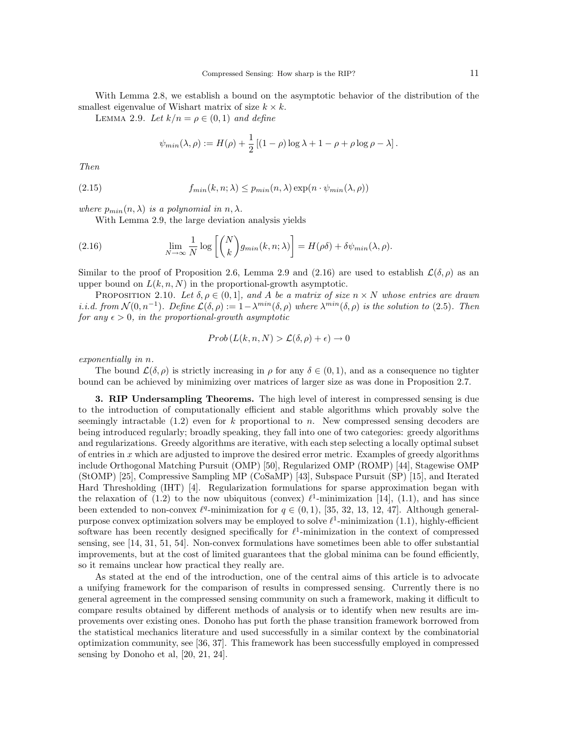With Lemma 2.8, we establish a bound on the asymptotic behavior of the distribution of the smallest eigenvalue of Wishart matrix of size $k \times k$.

Lemma 2.9. *Let $k/n = \rho \in (0,1)$ and define*

$$\psi_{min}(\lambda, \rho) := H(\rho) + \frac{1}{2}\left[(1-\rho)\log\lambda + 1 - \rho + \rho\log\rho - \lambda\right].$$

*Then*

$$f_{min}(k, n; \lambda) \le p_{min}(n, \lambda)\exp(n \cdot \psi_{min}(\lambda, \rho)) \tag{2.15}$$

*where $p_{min}(n, \lambda)$ is a polynomial in $n, \lambda$.*

With Lemma 2.9, the large deviation analysis yields

$$\lim_{N\to\infty}\frac{1}{N}\log\left[\binom{N}{k}g_{min}(k, n; \lambda)\right] = H(\rho\delta) + \delta\psi_{min}(\lambda, \rho). \tag{2.16}$$

Similar to the proof of Proposition 2.6, Lemma 2.9 and (2.16) are used to establish $\mathcal{L}(\delta, \rho)$ as an upper bound on $L(k, n, N)$ in the proportional-growth asymptotic.

Proposition 2.10. *Let $\delta, \rho \in (0, 1]$, and $A$ be a matrix of size $n \times N$ whose entries are drawn i.i.d. from $\mathcal{N}(0, n^{-1})$. Define $\mathcal{L}(\delta, \rho) := 1 - \lambda^{min}(\delta, \rho)$ where $\lambda^{min}(\delta, \rho)$ is the solution to (2.5). Then for any $\epsilon > 0$, in the proportional-growth asymptotic*

$$Prob\left(L(k, n, N) > \mathcal{L}(\delta, \rho) + \epsilon\right) \to 0$$

*exponentially in $n$.*

The bound $\mathcal{L}(\delta, \rho)$ is strictly increasing in $\rho$ for any $\delta \in (0, 1)$, and as a consequence no tighter bound can be achieved by minimizing over matrices of larger size as was done in Proposition 2.7.

## 3. RIP Undersampling Theorems.

The high level of interest in compressed sensing is due to the introduction of computationally efficient and stable algorithms which provably solve the seemingly intractable (1.2) even for $k$ proportional to $n$. New compressed sensing decoders are being introduced regularly; broadly speaking, they fall into one of two categories: greedy algorithms and regularizations. Greedy algorithms are iterative, with each step selecting a locally optimal subset of entries in $x$ which are adjusted to improve the desired error metric. Examples of greedy algorithms include Orthogonal Matching Pursuit (OMP) [50], Regularized OMP (ROMP) [44], Stagewise OMP (StOMP) [25], Compressive Sampling MP (CoSaMP) [43], Subspace Pursuit (SP) [15], and Iterated Hard Thresholding (IHT) [4]. Regularization formulations for sparse approximation began with the relaxation of (1.2) to the now ubiquitous (convex) $\ell^1$-minimization [14], (1.1), and has since been extended to non-convex $\ell^q$-minimization for $q \in (0, 1)$, [35, 32, 13, 12, 47]. Although general-purpose convex optimization solvers may be employed to solve $\ell^1$-minimization (1.1), highly-efficient software has been recently designed specifically for $\ell^1$-minimization in the context of compressed sensing, see [14, 31, 51, 54]. Non-convex formulations have sometimes been able to offer substantial improvements, but at the cost of limited guarantees that the global minima can be found efficiently, so it remains unclear how practical they really are.

As stated at the end of the introduction, one of the central aims of this article is to advocate a unifying framework for the comparison of results in compressed sensing. Currently there is no general agreement in the compressed sensing community on such a framework, making it difficult to compare results obtained by different methods of analysis or to identify when new results are improvements over existing ones. Donoho has put forth the phase transition framework borrowed from the statistical mechanics literature and used successfully in a similar context by the combinatorial optimization community, see [36, 37]. This framework has been successfully employed in compressed sensing by Donoho et al, [20, 21, 24].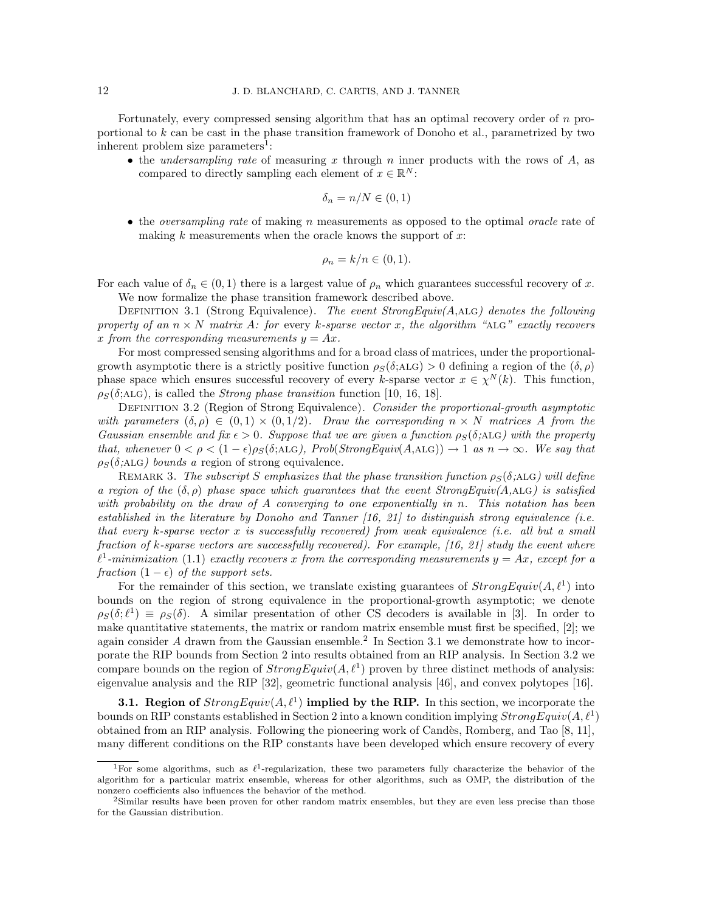Fortunately, every compressed sensing algorithm that has an optimal recovery order of $n$ proportional to $k$ can be cast in the phase transition framework of Donoho et al., parametrized by two inherent problem size parameters[1]:

- the *undersampling rate* of measuring $x$ through $n$ inner products with the rows of $A$, as compared to directly sampling each element of $x \in \mathbb{R}^N$:

$$\delta_n = n/N \in (0,1)$$

- the *oversampling rate* of making $n$ measurements as opposed to the optimal *oracle* rate of making $k$ measurements when the oracle knows the support of $x$:

$$\rho_n = k/n \in (0,1).$$

For each value of $\delta_n \in (0,1)$ there is a largest value of $\rho_n$ which guarantees successful recovery of $x$.

We now formalize the phase transition framework described above.

Definition 3.1 (Strong Equivalence). *The event StrongEquiv(A,ALG) denotes the following property of an $n \times N$ matrix $A$: for* every *$k$-sparse vector $x$, the algorithm "ALG" exactly recovers $x$ from the corresponding measurements $y = Ax$.*

For most compressed sensing algorithms and for a broad class of matrices, under the proportional-growth asymptotic there is a strictly positive function $\rho_S(\delta;\text{ALG}) > 0$ defining a region of the $(\delta,\rho)$ phase space which ensures successful recovery of every $k$-sparse vector $x \in \chi^N(k)$. This function, $\rho_S(\delta;\text{ALG})$, is called the *Strong phase transition* function [10, 16, 18].

Definition 3.2 (Region of Strong Equivalence). *Consider the proportional-growth asymptotic with parameters $(\delta,\rho) \in (0,1) \times (0,1/2)$. Draw the corresponding $n \times N$ matrices $A$ from the Gaussian ensemble and fix $\epsilon > 0$. Suppose that we are given a function $\rho_S(\delta;\text{ALG})$ with the property that, whenever $0 < \rho < (1-\epsilon)\rho_S(\delta;\text{ALG})$, Prob(StrongEquiv(A,ALG)) $\to 1$ as $n \to \infty$. We say that $\rho_S(\delta;\text{ALG})$ bounds a* region of strong equivalence.

Remark 3. *The subscript $S$ emphasizes that the phase transition function $\rho_S(\delta;\text{ALG})$ will define a region of the $(\delta,\rho)$ phase space which guarantees that the event StrongEquiv(A,ALG) is satisfied with probability on the draw of $A$ converging to one exponentially in $n$. This notation has been established in the literature by Donoho and Tanner [16, 21] to distinguish strong equivalence (i.e. that every $k$-sparse vector $x$ is successfully recovered) from weak equivalence (i.e. all but a small fraction of $k$-sparse vectors are successfully recovered). For example, [16, 21] study the event where $\ell^1$-minimization* (1.1) *exactly recovers $x$ from the corresponding measurements $y = Ax$, except for a fraction $(1-\epsilon)$ of the support sets.*

For the remainder of this section, we translate existing guarantees of $StrongEquiv(A,\ell^1)$ into bounds on the region of strong equivalence in the proportional-growth asymptotic; we denote $\rho_S(\delta;\ell^1) \equiv \rho_S(\delta)$. A similar presentation of other CS decoders is available in [3]. In order to make quantitative statements, the matrix or random matrix ensemble must first be specified, [2]; we again consider $A$ drawn from the Gaussian ensemble.[2] In Section 3.1 we demonstrate how to incorporate the RIP bounds from Section 2 into results obtained from an RIP analysis. In Section 3.2 we compare bounds on the region of $StrongEquiv(A,\ell^1)$ proven by three distinct methods of analysis: eigenvalue analysis and the RIP [32], geometric functional analysis [46], and convex polytopes [16].

**3.1. Region of $StrongEquiv(A,\ell^1)$ implied by the RIP.** In this section, we incorporate the bounds on RIP constants established in Section 2 into a known condition implying $StrongEquiv(A,\ell^1)$ obtained from an RIP analysis. Following the pioneering work of Candès, Romberg, and Tao [8, 11], many different conditions on the RIP constants have been developed which ensure recovery of every

---

[1] For some algorithms, such as $\ell^1$-regularization, these two parameters fully characterize the behavior of the algorithm for a particular matrix ensemble, whereas for other algorithms, such as OMP, the distribution of the nonzero coefficients also influences the behavior of the method.

[2] Similar results have been proven for other random matrix ensembles, but they are even less precise than those for the Gaussian distribution.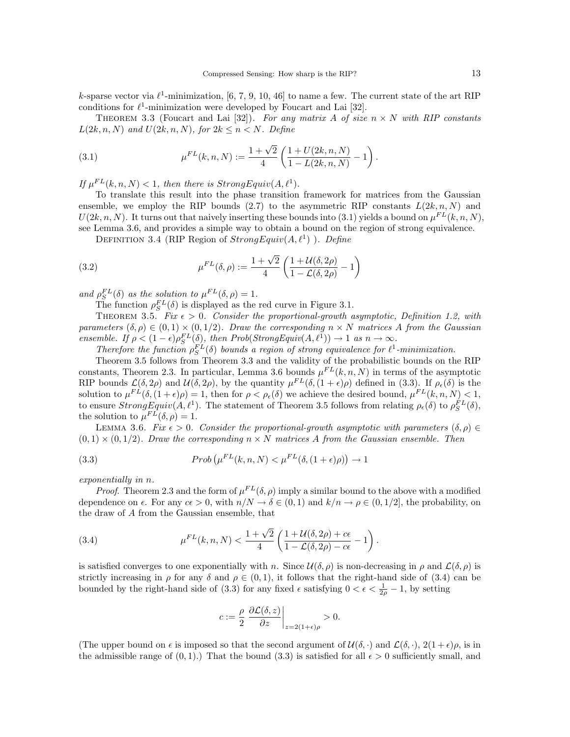$k$-sparse vector via $\ell^1$-minimization, [6, 7, 9, 10, 46] to name a few. The current state of the art RIP conditions for $\ell^1$-minimization were developed by Foucart and Lai [32].

THEOREM 3.3 (Foucart and Lai [32]). *For any matrix $A$ of size $n \times N$ with RIP constants $L(2k, n, N)$ and $U(2k, n, N)$, for $2k \le n < N$. Define*

$$\mu^{FL}(k, n, N) := \frac{1+\sqrt{2}}{4}\left(\frac{1+U(2k,n,N)}{1-L(2k,n,N)} - 1\right). \tag{3.1}$$

*If $\mu^{FL}(k, n, N) < 1$, then there is $StrongEquiv(A, \ell^1)$.*

To translate this result into the phase transition framework for matrices from the Gaussian ensemble, we employ the RIP bounds (2.7) to the asymmetric RIP constants $L(2k, n, N)$ and $U(2k, n, N)$. It turns out that naively inserting these bounds into (3.1) yields a bound on $\mu^{FL}(k, n, N)$, see Lemma 3.6, and provides a simple way to obtain a bound on the region of strong equivalence.

DEFINITION 3.4 (RIP Region of $StrongEquiv(A, \ell^1)$ ). *Define*

$$\mu^{FL}(\delta, \rho) := \frac{1+\sqrt{2}}{4}\left(\frac{1+\mathcal{U}(\delta,2\rho)}{1-\mathcal{L}(\delta,2\rho)} - 1\right) \tag{3.2}$$

*and $\rho_S^{FL}(\delta)$ as the solution to $\mu^{FL}(\delta, \rho) = 1$.*

The function $\rho_S^{FL}(\delta)$ is displayed as the red curve in Figure 3.1.

THEOREM 3.5. *Fix $\epsilon > 0$. Consider the proportional-growth asymptotic, Definition 1.2, with parameters $(\delta, \rho) \in (0, 1) \times (0, 1/2)$. Draw the corresponding $n \times N$ matrices $A$ from the Gaussian ensemble. If $\rho < (1-\epsilon)\rho_S^{FL}(\delta)$, then $Prob(StrongEquiv(A, \ell^1)) \to 1$ as $n \to \infty$.*

*Therefore the function $\rho_S^{FL}(\delta)$ bounds a region of strong equivalence for $\ell^1$-minimization.*

Theorem 3.5 follows from Theorem 3.3 and the validity of the probabilistic bounds on the RIP constants, Theorem 2.3. In particular, Lemma 3.6 bounds $\mu^{FL}(k, n, N)$ in terms of the asymptotic RIP bounds $\mathcal{L}(\delta, 2\rho)$ and $\mathcal{U}(\delta, 2\rho)$, by the quantity $\mu^{FL}(\delta, (1 + \epsilon)\rho)$ defined in (3.3). If $\rho_\epsilon(\delta)$ is the solution to $\mu^{FL}(\delta, (1 + \epsilon)\rho) = 1$, then for $\rho < \rho_\epsilon(\delta)$ we achieve the desired bound, $\mu^{FL}(k, n, N) < 1$, to ensure $StrongEquiv(A, \ell^1)$. The statement of Theorem 3.5 follows from relating $\rho_\epsilon(\delta)$ to $\rho_S^{FL}(\delta)$, the solution to $\mu^{FL}(\delta, \rho) = 1$.

LEMMA 3.6. *Fix $\epsilon > 0$. Consider the proportional-growth asymptotic with parameters $(\delta, \rho) \in (0, 1) \times (0, 1/2)$. Draw the corresponding $n \times N$ matrices $A$ from the Gaussian ensemble. Then*

$$Prob\left(\mu^{FL}(k, n, N) < \mu^{FL}(\delta, (1 + \epsilon)\rho)\right) \to 1 \tag{3.3}$$

*exponentially in $n$.*

*Proof*. Theorem 2.3 and the form of $\mu^{FL}(\delta, \rho)$ imply a similar bound to the above with a modified dependence on $\epsilon$. For any $c\epsilon > 0$, with $n/N \to \delta \in (0, 1)$ and $k/n \to \rho \in (0, 1/2]$, the probability, on the draw of $A$ from the Gaussian ensemble, that

$$\mu^{FL}(k, n, N) < \frac{1+\sqrt{2}}{4}\left(\frac{1+\mathcal{U}(\delta,2\rho)+c\epsilon}{1-\mathcal{L}(\delta,2\rho)-c\epsilon} - 1\right). \tag{3.4}$$

is satisfied converges to one exponentially with $n$. Since $\mathcal{U}(\delta, \rho)$ is non-decreasing in $\rho$ and $\mathcal{L}(\delta, \rho)$ is strictly increasing in $\rho$ for any $\delta$ and $\rho \in (0, 1)$, it follows that the right-hand side of (3.4) can be bounded by the right-hand side of (3.3) for any fixed $\epsilon$ satisfying $0 < \epsilon < \frac{1}{2\rho} - 1$, by setting

$$c := \frac{\rho}{2}\left.\frac{\partial \mathcal{L}(\delta, z)}{\partial z}\right|_{z=2(1+\epsilon)\rho} > 0.$$

(The upper bound on $\epsilon$ is imposed so that the second argument of $\mathcal{U}(\delta, \cdot)$ and $\mathcal{L}(\delta, \cdot)$, $2(1+\epsilon)\rho$, is in the admissible range of $(0, 1)$.) That the bound (3.3) is satisfied for all $\epsilon > 0$ sufficiently small, and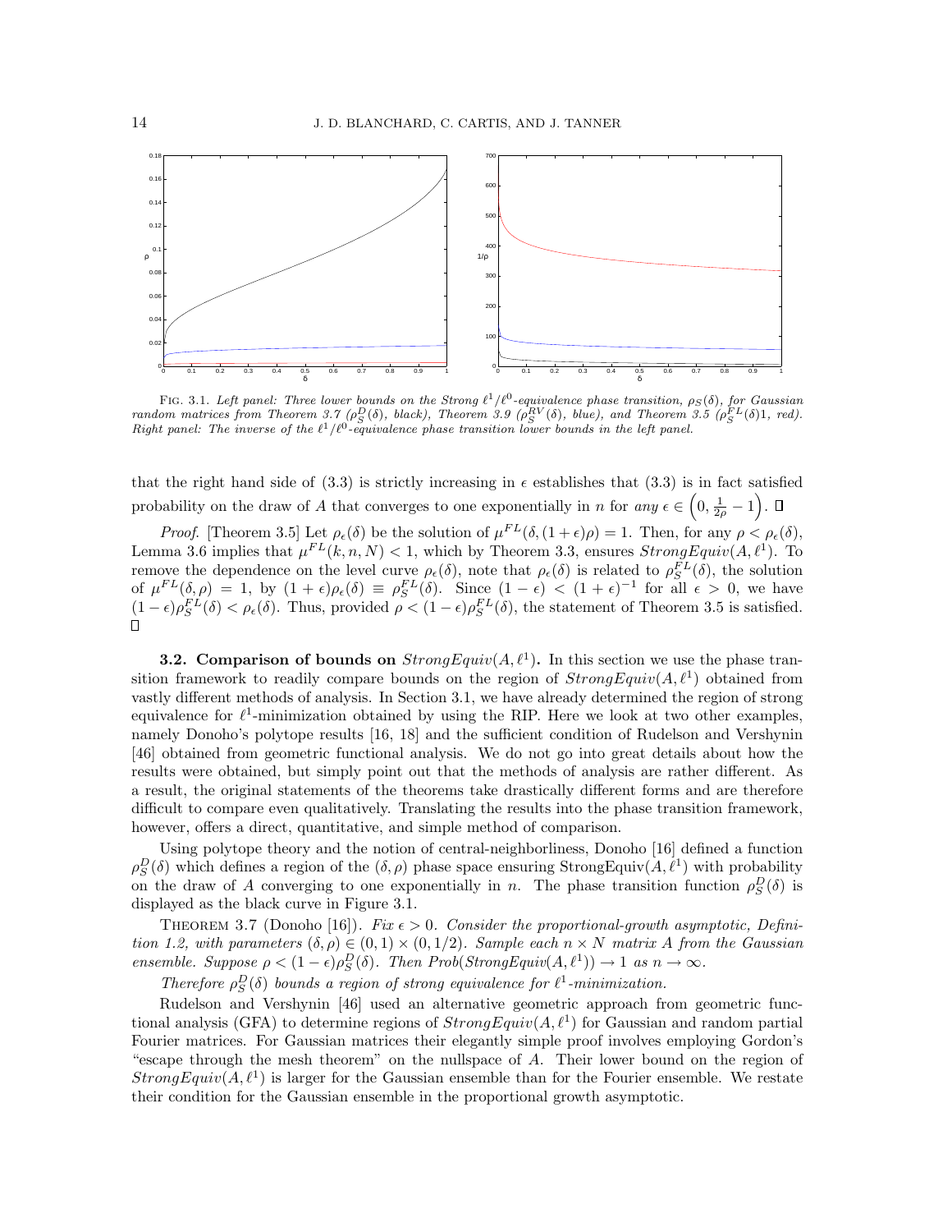FIG. 3.1. *Left panel: Three lower bounds on the Strong $\ell^1/\ell^0$-equivalence phase transition, $\rho_S(\delta)$, for Gaussian random matrices from Theorem 3.7 ($\rho_S^D(\delta)$, black), Theorem 3.9 ($\rho_S^{RV}(\delta)$, blue), and Theorem 3.5 ($\rho_S^{FL}(\delta)1$, red). Right panel: The inverse of the $\ell^1/\ell^0$-equivalence phase transition lower bounds in the left panel.*

that the right hand side of (3.3) is strictly increasing in $\epsilon$ establishes that (3.3) is in fact satisfied probability on the draw of $A$ that converges to one exponentially in $n$ for *any* $\epsilon \in \left(0, \frac{1}{2\rho} - 1\right)$. ∎

*Proof.* [Theorem 3.5] Let $\rho_\epsilon(\delta)$ be the solution of $\mu^{FL}(\delta, (1+\epsilon)\rho) = 1$. Then, for any $\rho < \rho_\epsilon(\delta)$, Lemma 3.6 implies that $\mu^{FL}(k, n, N) < 1$, which by Theorem 3.3, ensures $StrongEquiv(A, \ell^1)$. To remove the dependence on the level curve $\rho_\epsilon(\delta)$, note that $\rho_\epsilon(\delta)$ is related to $\rho_S^{FL}(\delta)$, the solution of $\mu^{FL}(\delta, \rho) = 1$, by $(1+\epsilon)\rho_\epsilon(\delta) \equiv \rho_S^{FL}(\delta)$. Since $(1-\epsilon) < (1+\epsilon)^{-1}$ for all $\epsilon > 0$, we have $(1-\epsilon)\rho_S^{FL}(\delta) < \rho_\epsilon(\delta)$. Thus, provided $\rho < (1-\epsilon)\rho_S^{FL}(\delta)$, the statement of Theorem 3.5 is satisfied. ∎

### 3.2. Comparison of bounds on $StrongEquiv(A, \ell^1)$.

In this section we use the phase transition framework to readily compare bounds on the region of $StrongEquiv(A, \ell^1)$ obtained from vastly different methods of analysis. In Section 3.1, we have already determined the region of strong equivalence for $\ell^1$-minimization obtained by using the RIP. Here we look at two other examples, namely Donoho's polytope results [16, 18] and the sufficient condition of Rudelson and Vershynin [46] obtained from geometric functional analysis. We do not go into great details about how the results were obtained, but simply point out that the methods of analysis are rather different. As a result, the original statements of the theorems take drastically different forms and are therefore difficult to compare even qualitatively. Translating the results into the phase transition framework, however, offers a direct, quantitative, and simple method of comparison.

Using polytope theory and the notion of central-neighborliness, Donoho [16] defined a function $\rho_S^D(\delta)$ which defines a region of the $(\delta, \rho)$ phase space ensuring StrongEquiv$(A, \ell^1)$ with probability on the draw of $A$ converging to one exponentially in $n$. The phase transition function $\rho_S^D(\delta)$ is displayed as the black curve in Figure 3.1.

THEOREM 3.7 (Donoho [16]). *Fix $\epsilon > 0$. Consider the proportional-growth asymptotic, Definition 1.2, with parameters $(\delta, \rho) \in (0,1) \times (0, 1/2)$. Sample each $n \times N$ matrix $A$ from the Gaussian ensemble. Suppose $\rho < (1-\epsilon)\rho_S^D(\delta)$. Then $Prob(StrongEquiv(A, \ell^1)) \to 1$ as $n \to \infty$.*

*Therefore $\rho_S^D(\delta)$ bounds a region of strong equivalence for $\ell^1$-minimization.*

Rudelson and Vershynin [46] used an alternative geometric approach from geometric functional analysis (GFA) to determine regions of $StrongEquiv(A, \ell^1)$ for Gaussian and random partial Fourier matrices. For Gaussian matrices their elegantly simple proof involves employing Gordon's "escape through the mesh theorem" on the nullspace of $A$. Their lower bound on the region of $StrongEquiv(A, \ell^1)$ is larger for the Gaussian ensemble than for the Fourier ensemble. We restate their condition for the Gaussian ensemble in the proportional growth asymptotic.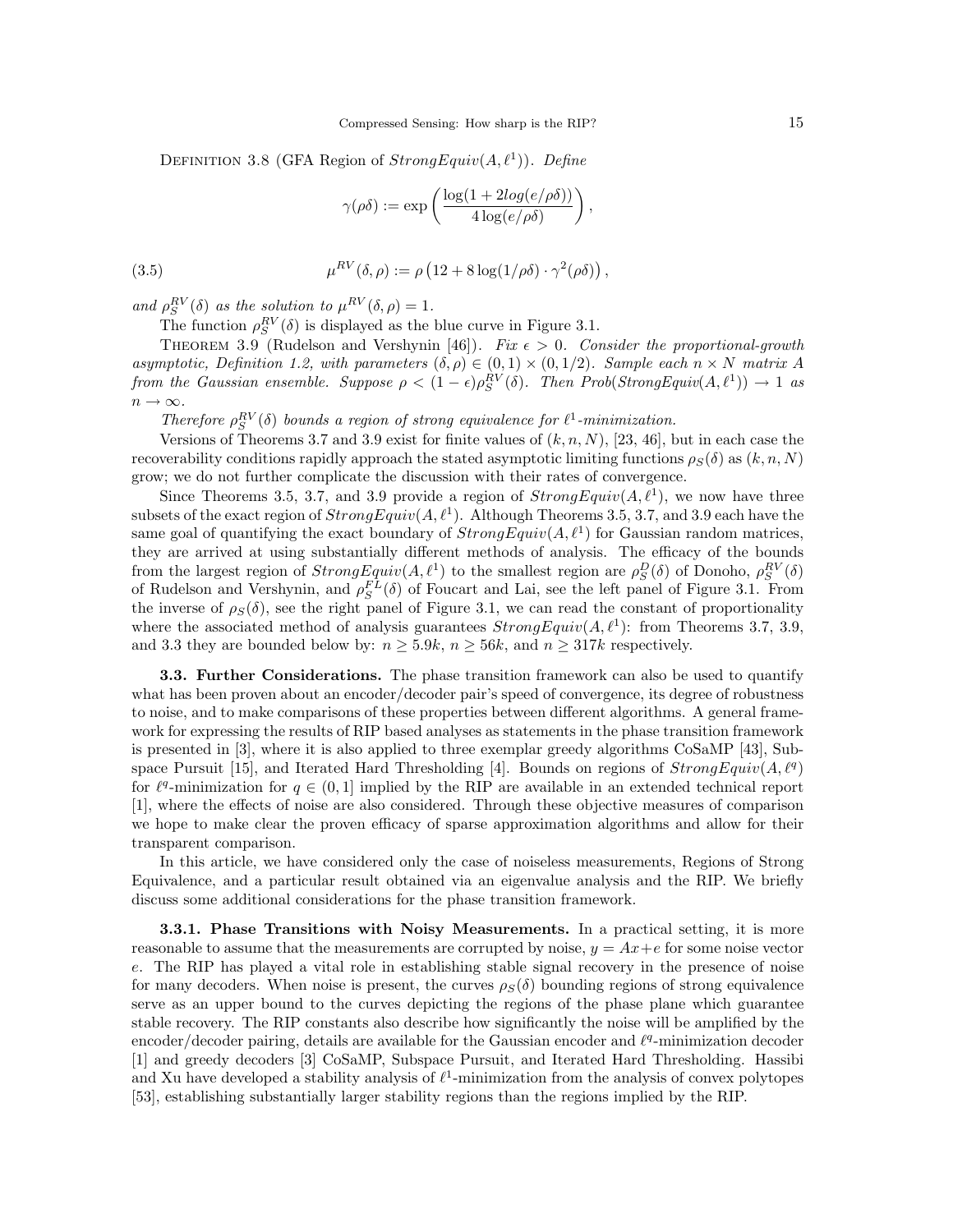Definition 3.8 (GFA Region of $StrongEquiv(A,\ell^1)$). *Define*

$$\gamma(\rho\delta) := \exp\left(\frac{\log(1+2log(e/\rho\delta))}{4\log(e/\rho\delta)}\right),$$

$$\mu^{RV}(\delta,\rho) := \rho\left(12 + 8\log(1/\rho\delta)\cdot\gamma^2(\rho\delta)\right), \tag{3.5}$$

*and* $\rho_S^{RV}(\delta)$ *as the solution to* $\mu^{RV}(\delta,\rho)=1$.

The function $\rho_S^{RV}(\delta)$ is displayed as the blue curve in Figure 3.1.

Theorem 3.9 (Rudelson and Vershynin [46]). *Fix* $\epsilon > 0$. *Consider the proportional-growth asymptotic, Definition 1.2, with parameters* $(\delta,\rho)\in(0,1)\times(0,1/2)$. *Sample each* $n\times N$ *matrix* $A$ *from the Gaussian ensemble. Suppose* $\rho < (1-\epsilon)\rho_S^{RV}(\delta)$. *Then* $Prob(StrongEquiv(A,\ell^1))\to 1$ *as* $n\to\infty$.

*Therefore* $\rho_S^{RV}(\delta)$ *bounds a region of strong equivalence for* $\ell^1$*-minimization.*

Versions of Theorems 3.7 and 3.9 exist for finite values of $(k,n,N)$, [23, 46], but in each case the recoverability conditions rapidly approach the stated asymptotic limiting functions $\rho_S(\delta)$ as $(k,n,N)$ grow; we do not further complicate the discussion with their rates of convergence.

Since Theorems 3.5, 3.7, and 3.9 provide a region of $StrongEquiv(A,\ell^1)$, we now have three subsets of the exact region of $StrongEquiv(A,\ell^1)$. Although Theorems 3.5, 3.7, and 3.9 each have the same goal of quantifying the exact boundary of $StrongEquiv(A,\ell^1)$ for Gaussian random matrices, they are arrived at using substantially different methods of analysis. The efficacy of the bounds from the largest region of $StrongEquiv(A,\ell^1)$ to the smallest region are $\rho_S^D(\delta)$ of Donoho, $\rho_S^{RV}(\delta)$ of Rudelson and Vershynin, and $\rho_S^{FL}(\delta)$ of Foucart and Lai, see the left panel of Figure 3.1. From the inverse of $\rho_S(\delta)$, see the right panel of Figure 3.1, we can read the constant of proportionality where the associated method of analysis guarantees $StrongEquiv(A,\ell^1)$: from Theorems 3.7, 3.9, and 3.3 they are bounded below by: $n\geq 5.9k$, $n\geq 56k$, and $n\geq 317k$ respectively.

### 3.3. Further Considerations.

The phase transition framework can also be used to quantify what has been proven about an encoder/decoder pair's speed of convergence, its degree of robustness to noise, and to make comparisons of these properties between different algorithms. A general framework for expressing the results of RIP based analyses as statements in the phase transition framework is presented in [3], where it is also applied to three exemplar greedy algorithms CoSaMP [43], Subspace Pursuit [15], and Iterated Hard Thresholding [4]. Bounds on regions of $StrongEquiv(A,\ell^q)$ for $\ell^q$-minimization for $q\in(0,1]$ implied by the RIP are available in an extended technical report [1], where the effects of noise are also considered. Through these objective measures of comparison we hope to make clear the proven efficacy of sparse approximation algorithms and allow for their transparent comparison.

In this article, we have considered only the case of noiseless measurements, Regions of Strong Equivalence, and a particular result obtained via an eigenvalue analysis and the RIP. We briefly discuss some additional considerations for the phase transition framework.

#### 3.3.1. Phase Transitions with Noisy Measurements.

In a practical setting, it is more reasonable to assume that the measurements are corrupted by noise, $y=Ax+e$ for some noise vector $e$. The RIP has played a vital role in establishing stable signal recovery in the presence of noise for many decoders. When noise is present, the curves $\rho_S(\delta)$ bounding regions of strong equivalence serve as an upper bound to the curves depicting the regions of the phase plane which guarantee stable recovery. The RIP constants also describe how significantly the noise will be amplified by the encoder/decoder pairing, details are available for the Gaussian encoder and $\ell^q$-minimization decoder [1] and greedy decoders [3] CoSaMP, Subspace Pursuit, and Iterated Hard Thresholding. Hassibi and Xu have developed a stability analysis of $\ell^1$-minimization from the analysis of convex polytopes [53], establishing substantially larger stability regions than the regions implied by the RIP.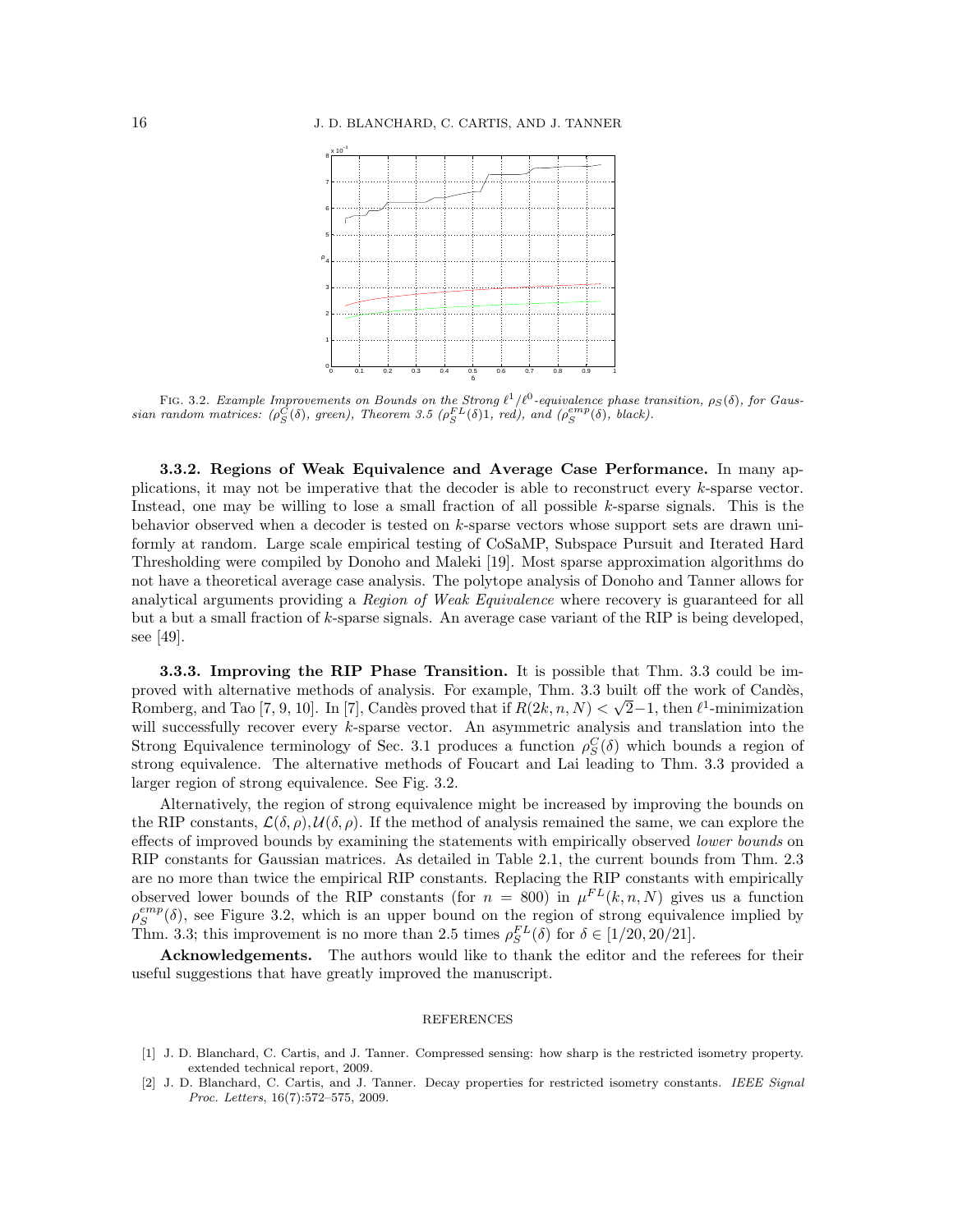FIG. 3.2. *Example Improvements on Bounds on the Strong $\ell^1/\ell^0$-equivalence phase transition, $\rho_S(\delta)$, for Gaussian random matrices: ($\rho_S^C(\delta)$, green), Theorem 3.5 ($\rho_S^{FL}(\delta)1$, red), and ($\rho_S^{emp}(\delta)$, black).*

**3.3.2. Regions of Weak Equivalence and Average Case Performance.** In many applications, it may not be imperative that the decoder is able to reconstruct every $k$-sparse vector. Instead, one may be willing to lose a small fraction of all possible $k$-sparse signals. This is the behavior observed when a decoder is tested on $k$-sparse vectors whose support sets are drawn uniformly at random. Large scale empirical testing of CoSaMP, Subspace Pursuit and Iterated Hard Thresholding were compiled by Donoho and Maleki [19]. Most sparse approximation algorithms do not have a theoretical average case analysis. The polytope analysis of Donoho and Tanner allows for analytical arguments providing a *Region of Weak Equivalence* where recovery is guaranteed for all but a but a small fraction of $k$-sparse signals. An average case variant of the RIP is being developed, see [49].

**3.3.3. Improving the RIP Phase Transition.** It is possible that Thm. 3.3 could be improved with alternative methods of analysis. For example, Thm. 3.3 built off the work of Candès, Romberg, and Tao [7, 9, 10]. In [7], Candès proved that if $R(2k, n, N) < \sqrt{2}-1$, then $\ell^1$-minimization will successfully recover every $k$-sparse vector. An asymmetric analysis and translation into the Strong Equivalence terminology of Sec. 3.1 produces a function $\rho_S^C(\delta)$ which bounds a region of strong equivalence. The alternative methods of Foucart and Lai leading to Thm. 3.3 provided a larger region of strong equivalence. See Fig. 3.2.

Alternatively, the region of strong equivalence might be increased by improving the bounds on the RIP constants, $\mathcal{L}(\delta, \rho), \mathcal{U}(\delta, \rho)$. If the method of analysis remained the same, we can explore the effects of improved bounds by examining the statements with empirically observed *lower bounds* on RIP constants for Gaussian matrices. As detailed in Table 2.1, the current bounds from Thm. 2.3 are no more than twice the empirical RIP constants. Replacing the RIP constants with empirically observed lower bounds of the RIP constants (for $n = 800$) in $\mu^{FL}(k, n, N)$ gives us a function $\rho_S^{emp}(\delta)$, see Figure 3.2, which is an upper bound on the region of strong equivalence implied by Thm. 3.3; this improvement is no more than 2.5 times $\rho_S^{FL}(\delta)$ for $\delta \in [1/20, 20/21]$.

**Acknowledgements.** The authors would like to thank the editor and the referees for their useful suggestions that have greatly improved the manuscript.

## REFERENCES

[1] J. D. Blanchard, C. Cartis, and J. Tanner. Compressed sensing: how sharp is the restricted isometry property. extended technical report, 2009.

[2] J. D. Blanchard, C. Cartis, and J. Tanner. Decay properties for restricted isometry constants. *IEEE Signal Proc. Letters*, 16(7):572–575, 2009.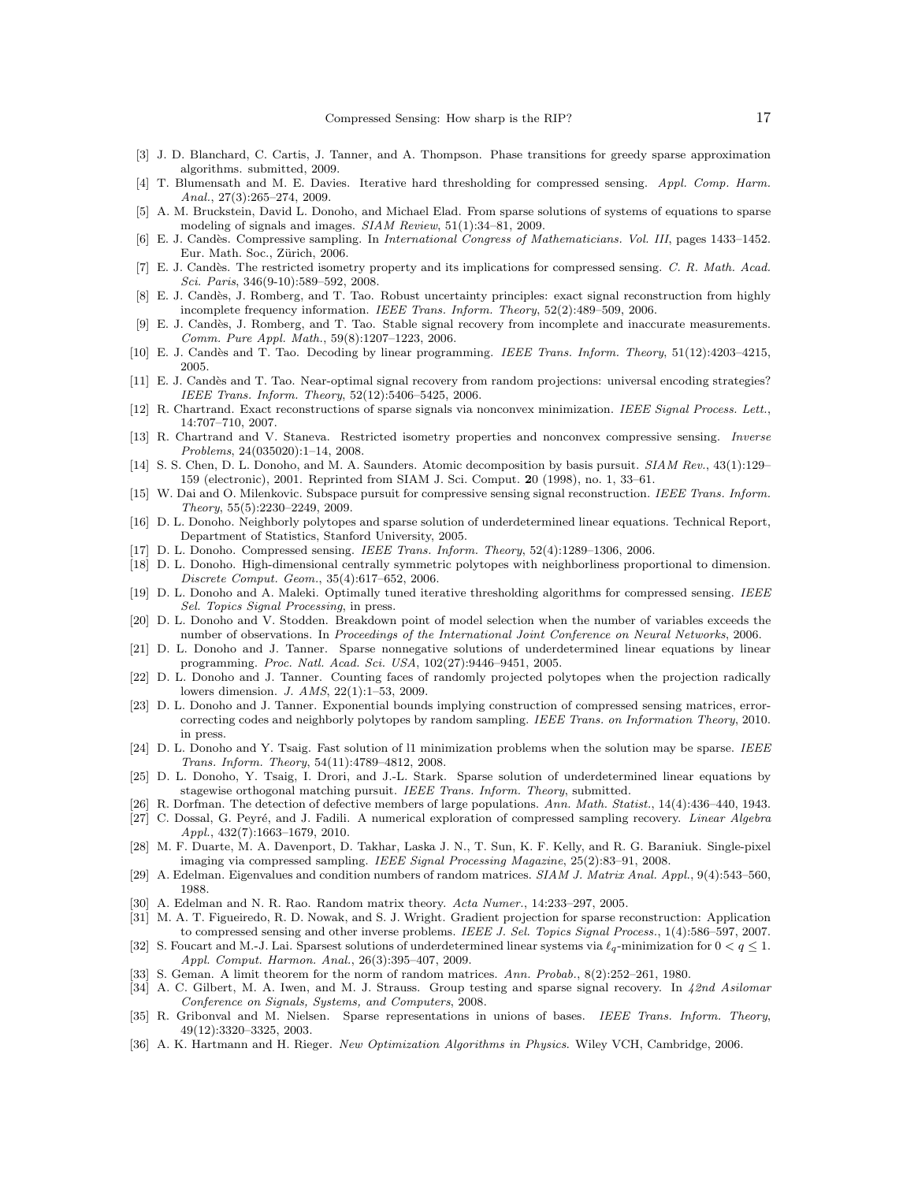[3] J. D. Blanchard, C. Cartis, J. Tanner, and A. Thompson. Phase transitions for greedy sparse approximation algorithms. submitted, 2009.

[4] T. Blumensath and M. E. Davies. Iterative hard thresholding for compressed sensing. *Appl. Comp. Harm. Anal.*, 27(3):265–274, 2009.

[5] A. M. Bruckstein, David L. Donoho, and Michael Elad. From sparse solutions of systems of equations to sparse modeling of signals and images. *SIAM Review*, 51(1):34–81, 2009.

[6] E. J. Candès. Compressive sampling. In *International Congress of Mathematicians. Vol. III*, pages 1433–1452. Eur. Math. Soc., Zürich, 2006.

[7] E. J. Candès. The restricted isometry property and its implications for compressed sensing. *C. R. Math. Acad. Sci. Paris*, 346(9-10):589–592, 2008.

[8] E. J. Candès, J. Romberg, and T. Tao. Robust uncertainty principles: exact signal reconstruction from highly incomplete frequency information. *IEEE Trans. Inform. Theory*, 52(2):489–509, 2006.

[9] E. J. Candès, J. Romberg, and T. Tao. Stable signal recovery from incomplete and inaccurate measurements. *Comm. Pure Appl. Math.*, 59(8):1207–1223, 2006.

[10] E. J. Candès and T. Tao. Decoding by linear programming. *IEEE Trans. Inform. Theory*, 51(12):4203–4215, 2005.

[11] E. J. Candès and T. Tao. Near-optimal signal recovery from random projections: universal encoding strategies? *IEEE Trans. Inform. Theory*, 52(12):5406–5425, 2006.

[12] R. Chartrand. Exact reconstructions of sparse signals via nonconvex minimization. *IEEE Signal Process. Lett.*, 14:707–710, 2007.

[13] R. Chartrand and V. Staneva. Restricted isometry properties and nonconvex compressive sensing. *Inverse Problems*, 24(035020):1–14, 2008.

[14] S. S. Chen, D. L. Donoho, and M. A. Saunders. Atomic decomposition by basis pursuit. *SIAM Rev.*, 43(1):129–159 (electronic), 2001. Reprinted from SIAM J. Sci. Comput. **20** (1998), no. 1, 33–61.

[15] W. Dai and O. Milenkovic. Subspace pursuit for compressive sensing signal reconstruction. *IEEE Trans. Inform. Theory*, 55(5):2230–2249, 2009.

[16] D. L. Donoho. Neighborly polytopes and sparse solution of underdetermined linear equations. Technical Report, Department of Statistics, Stanford University, 2005.

[17] D. L. Donoho. Compressed sensing. *IEEE Trans. Inform. Theory*, 52(4):1289–1306, 2006.

[18] D. L. Donoho. High-dimensional centrally symmetric polytopes with neighborliness proportional to dimension. *Discrete Comput. Geom.*, 35(4):617–652, 2006.

[19] D. L. Donoho and A. Maleki. Optimally tuned iterative thresholding algorithms for compressed sensing. *IEEE Sel. Topics Signal Processing*, in press.

[20] D. L. Donoho and V. Stodden. Breakdown point of model selection when the number of variables exceeds the number of observations. In *Proceedings of the International Joint Conference on Neural Networks*, 2006.

[21] D. L. Donoho and J. Tanner. Sparse nonnegative solutions of underdetermined linear equations by linear programming. *Proc. Natl. Acad. Sci. USA*, 102(27):9446–9451, 2005.

[22] D. L. Donoho and J. Tanner. Counting faces of randomly projected polytopes when the projection radically lowers dimension. *J. AMS*, 22(1):1–53, 2009.

[23] D. L. Donoho and J. Tanner. Exponential bounds implying construction of compressed sensing matrices, error-correcting codes and neighborly polytopes by random sampling. *IEEE Trans. on Information Theory*, 2010. in press.

[24] D. L. Donoho and Y. Tsaig. Fast solution of l1 minimization problems when the solution may be sparse. *IEEE Trans. Inform. Theory*, 54(11):4789–4812, 2008.

[25] D. L. Donoho, Y. Tsaig, I. Drori, and J.-L. Stark. Sparse solution of underdetermined linear equations by stagewise orthogonal matching pursuit. *IEEE Trans. Inform. Theory*, submitted.

[26] R. Dorfman. The detection of defective members of large populations. *Ann. Math. Statist.*, 14(4):436–440, 1943.

[27] C. Dossal, G. Peyré, and J. Fadili. A numerical exploration of compressed sampling recovery. *Linear Algebra Appl.*, 432(7):1663–1679, 2010.

[28] M. F. Duarte, M. A. Davenport, D. Takhar, Laska J. N., T. Sun, K. F. Kelly, and R. G. Baraniuk. Single-pixel imaging via compressed sampling. *IEEE Signal Processing Magazine*, 25(2):83–91, 2008.

[29] A. Edelman. Eigenvalues and condition numbers of random matrices. *SIAM J. Matrix Anal. Appl.*, 9(4):543–560, 1988.

[30] A. Edelman and N. R. Rao. Random matrix theory. *Acta Numer.*, 14:233–297, 2005.

[31] M. A. T. Figueiredo, R. D. Nowak, and S. J. Wright. Gradient projection for sparse reconstruction: Application to compressed sensing and other inverse problems. *IEEE J. Sel. Topics Signal Process.*, 1(4):586–597, 2007.

[32] S. Foucart and M.-J. Lai. Sparsest solutions of underdetermined linear systems via $\ell_q$-minimization for $0 < q \leq 1$. *Appl. Comput. Harmon. Anal.*, 26(3):395–407, 2009.

[33] S. Geman. A limit theorem for the norm of random matrices. *Ann. Probab.*, 8(2):252–261, 1980.

[34] A. C. Gilbert, M. A. Iwen, and M. J. Strauss. Group testing and sparse signal recovery. In *42nd Asilomar Conference on Signals, Systems, and Computers*, 2008.

[35] R. Gribonval and M. Nielsen. Sparse representations in unions of bases. *IEEE Trans. Inform. Theory*, 49(12):3320–3325, 2003.

[36] A. K. Hartmann and H. Rieger. *New Optimization Algorithms in Physics*. Wiley VCH, Cambridge, 2006.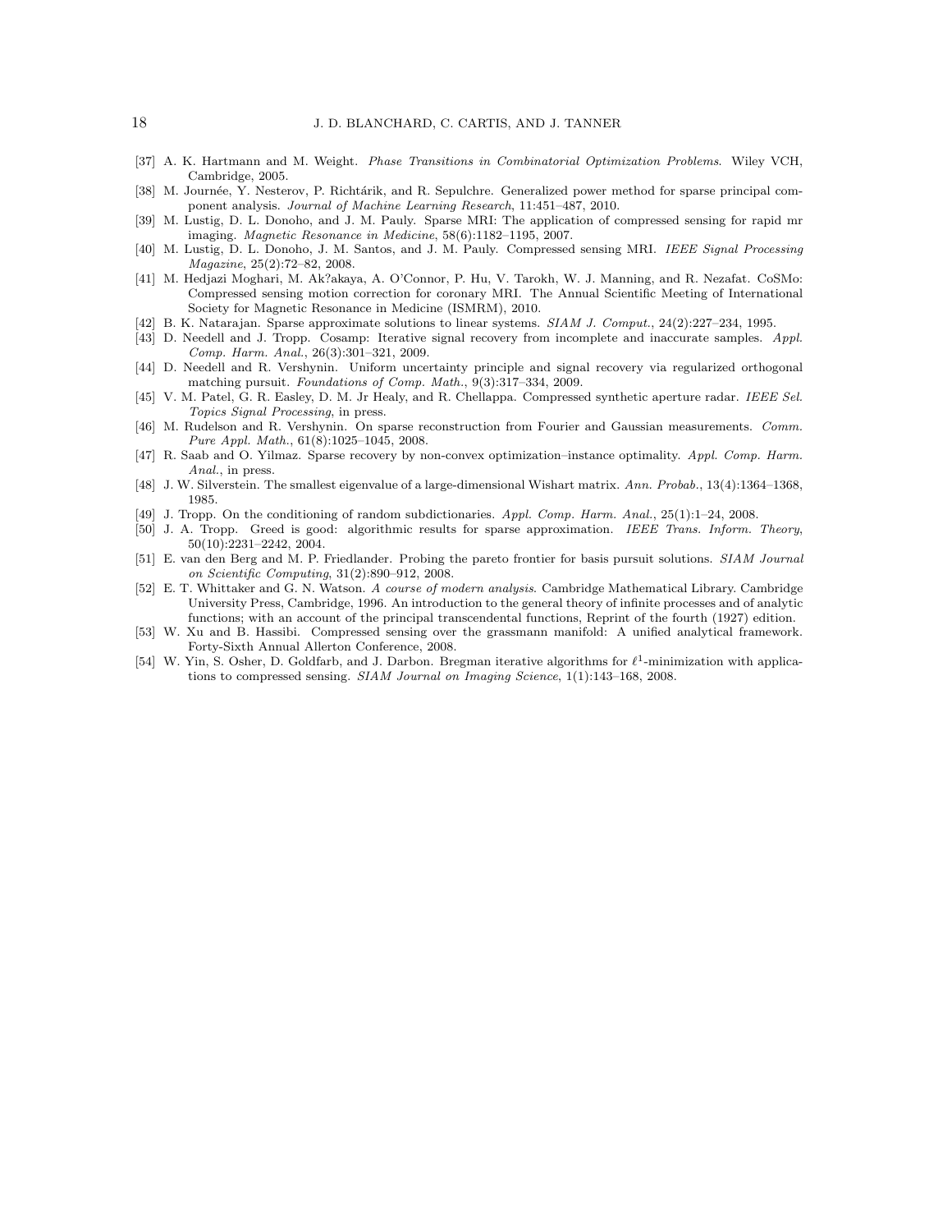[37] A. K. Hartmann and M. Weight. *Phase Transitions in Combinatorial Optimization Problems*. Wiley VCH, Cambridge, 2005.

[38] M. Journée, Y. Nesterov, P. Richtárik, and R. Sepulchre. Generalized power method for sparse principal component analysis. *Journal of Machine Learning Research*, 11:451–487, 2010.

[39] M. Lustig, D. L. Donoho, and J. M. Pauly. Sparse MRI: The application of compressed sensing for rapid mr imaging. *Magnetic Resonance in Medicine*, 58(6):1182–1195, 2007.

[40] M. Lustig, D. L. Donoho, J. M. Santos, and J. M. Pauly. Compressed sensing MRI. *IEEE Signal Processing Magazine*, 25(2):72–82, 2008.

[41] M. Hedjazi Moghari, M. Ak?akaya, A. O'Connor, P. Hu, V. Tarokh, W. J. Manning, and R. Nezafat. CoSMo: Compressed sensing motion correction for coronary MRI. The Annual Scientific Meeting of International Society for Magnetic Resonance in Medicine (ISMRM), 2010.

[42] B. K. Natarajan. Sparse approximate solutions to linear systems. *SIAM J. Comput.*, 24(2):227–234, 1995.

[43] D. Needell and J. Tropp. Cosamp: Iterative signal recovery from incomplete and inaccurate samples. *Appl. Comp. Harm. Anal.*, 26(3):301–321, 2009.

[44] D. Needell and R. Vershynin. Uniform uncertainty principle and signal recovery via regularized orthogonal matching pursuit. *Foundations of Comp. Math.*, 9(3):317–334, 2009.

[45] V. M. Patel, G. R. Easley, D. M. Jr Healy, and R. Chellappa. Compressed synthetic aperture radar. *IEEE Sel. Topics Signal Processing*, in press.

[46] M. Rudelson and R. Vershynin. On sparse reconstruction from Fourier and Gaussian measurements. *Comm. Pure Appl. Math.*, 61(8):1025–1045, 2008.

[47] R. Saab and O. Yilmaz. Sparse recovery by non-convex optimization–instance optimality. *Appl. Comp. Harm. Anal.*, in press.

[48] J. W. Silverstein. The smallest eigenvalue of a large-dimensional Wishart matrix. *Ann. Probab.*, 13(4):1364–1368, 1985.

[49] J. Tropp. On the conditioning of random subdictionaries. *Appl. Comp. Harm. Anal.*, 25(1):1–24, 2008.

[50] J. A. Tropp. Greed is good: algorithmic results for sparse approximation. *IEEE Trans. Inform. Theory*, 50(10):2231–2242, 2004.

[51] E. van den Berg and M. P. Friedlander. Probing the pareto frontier for basis pursuit solutions. *SIAM Journal on Scientific Computing*, 31(2):890–912, 2008.

[52] E. T. Whittaker and G. N. Watson. *A course of modern analysis*. Cambridge Mathematical Library. Cambridge University Press, Cambridge, 1996. An introduction to the general theory of infinite processes and of analytic functions; with an account of the principal transcendental functions, Reprint of the fourth (1927) edition.

[53] W. Xu and B. Hassibi. Compressed sensing over the grassmann manifold: A unified analytical framework. Forty-Sixth Annual Allerton Conference, 2008.

[54] W. Yin, S. Osher, D. Goldfarb, and J. Darbon. Bregman iterative algorithms for $\ell^1$-minimization with applications to compressed sensing. *SIAM Journal on Imaging Science*, 1(1):143–168, 2008.